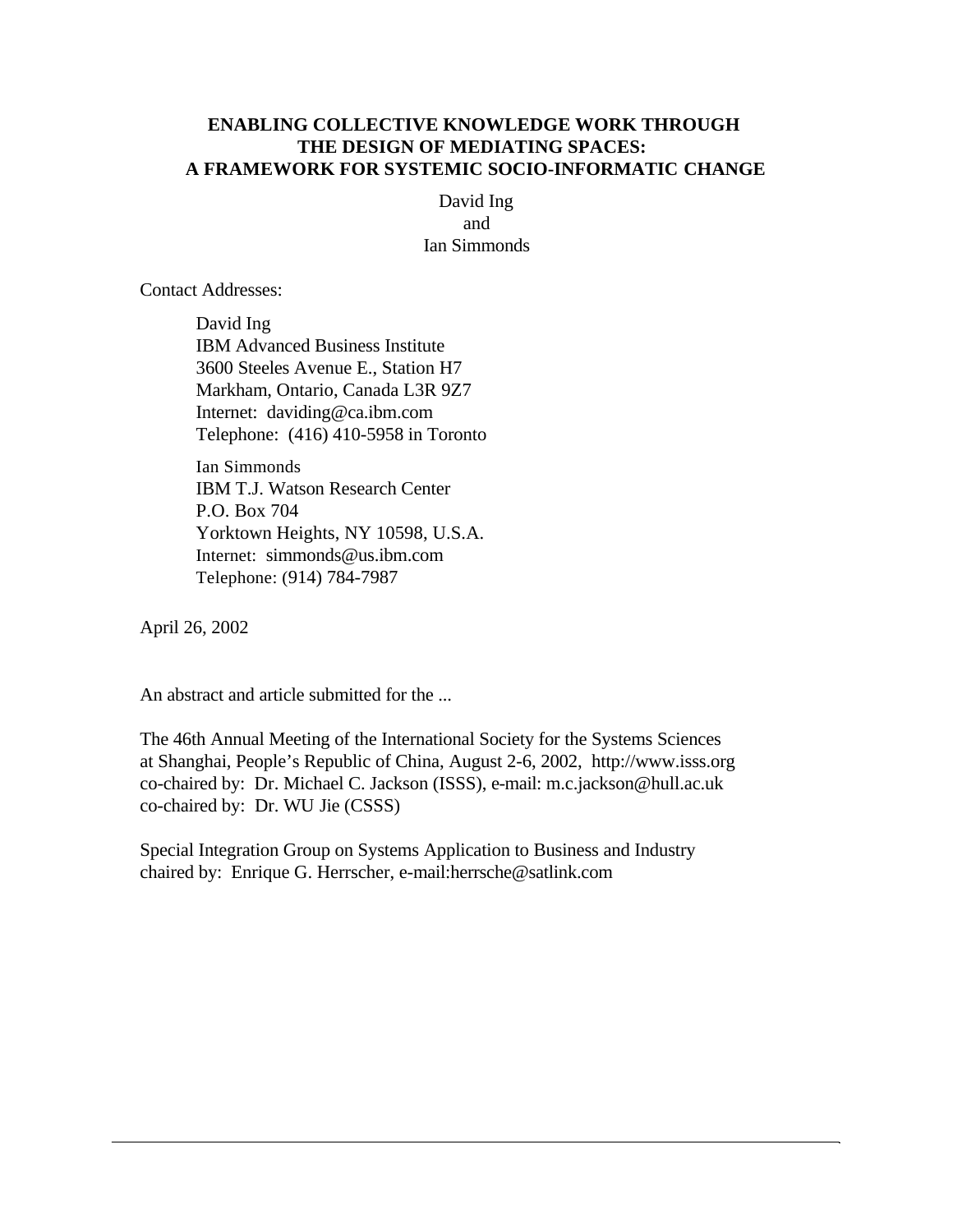# ENABLING COLLECTIVE KNOWLEDGE WORK THROUGH THE DESIGN OF MEDIATING SPACES: A FRAMEWORK FOR SYSTEMIC SOCIO-INFORMATIC CHANGE

David Ing
and
Ian Simmonds

Contact Addresses:

David Ing
IBM Advanced Business Institute
3600 Steeles Avenue E., Station H7
Markham, Ontario, Canada L3R 9Z7
Internet: daviding@ca.ibm.com
Telephone: (416) 410-5958 in Toronto

Ian Simmonds
IBM T.J. Watson Research Center
P.O. Box 704
Yorktown Heights, NY 10598, U.S.A.
Internet: simmonds@us.ibm.com
Telephone: (914) 784-7987

April 26, 2002

An abstract and article submitted for the ...

The 46th Annual Meeting of the International Society for the Systems Sciences at Shanghai, People's Republic of China, August 2-6, 2002, http://www.isss.org
co-chaired by: Dr. Michael C. Jackson (ISSS), e-mail: m.c.jackson@hull.ac.uk
co-chaired by: Dr. WU Jie (CSSS)

Special Integration Group on Systems Application to Business and Industry
chaired by: Enrique G. Herrscher, e-mail:herrsche@satlink.com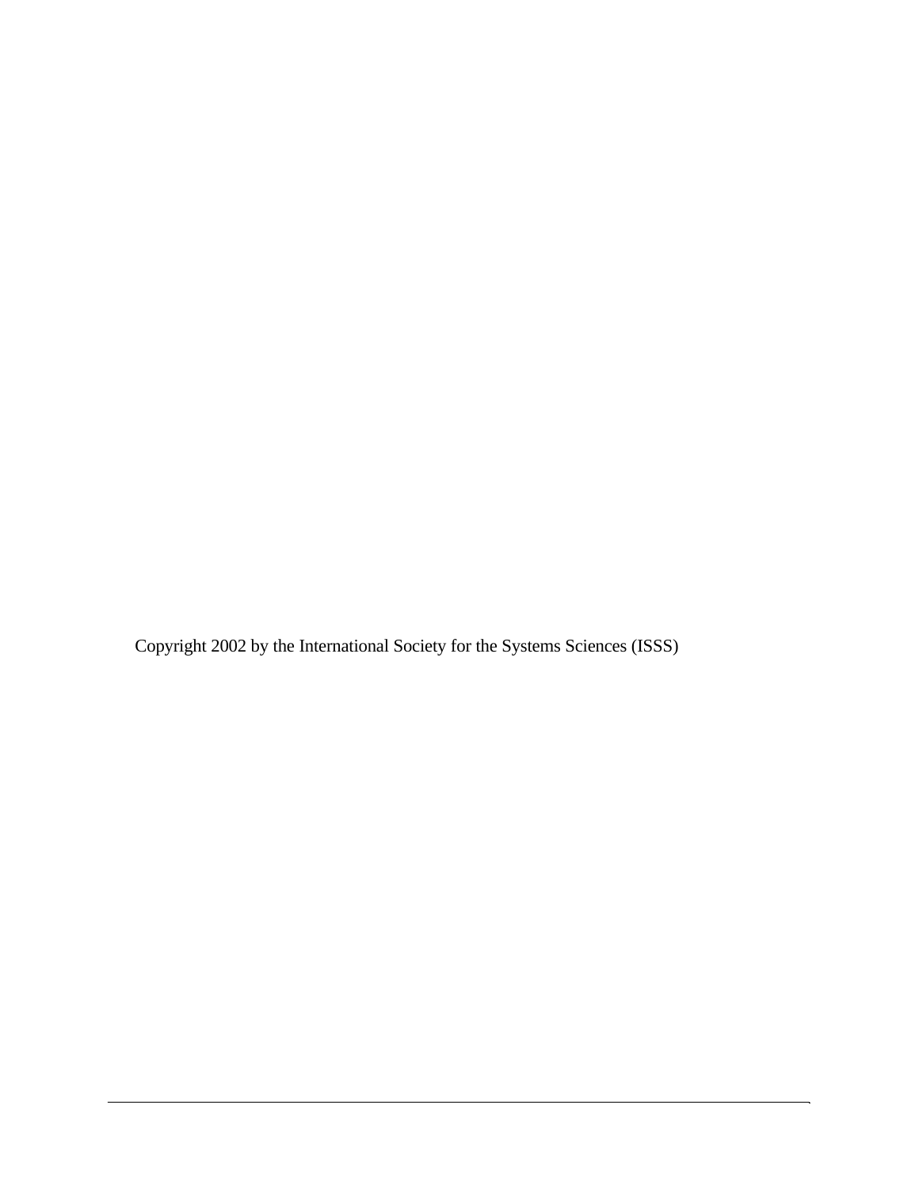Copyright 2002 by the International Society for the Systems Sciences (ISSS)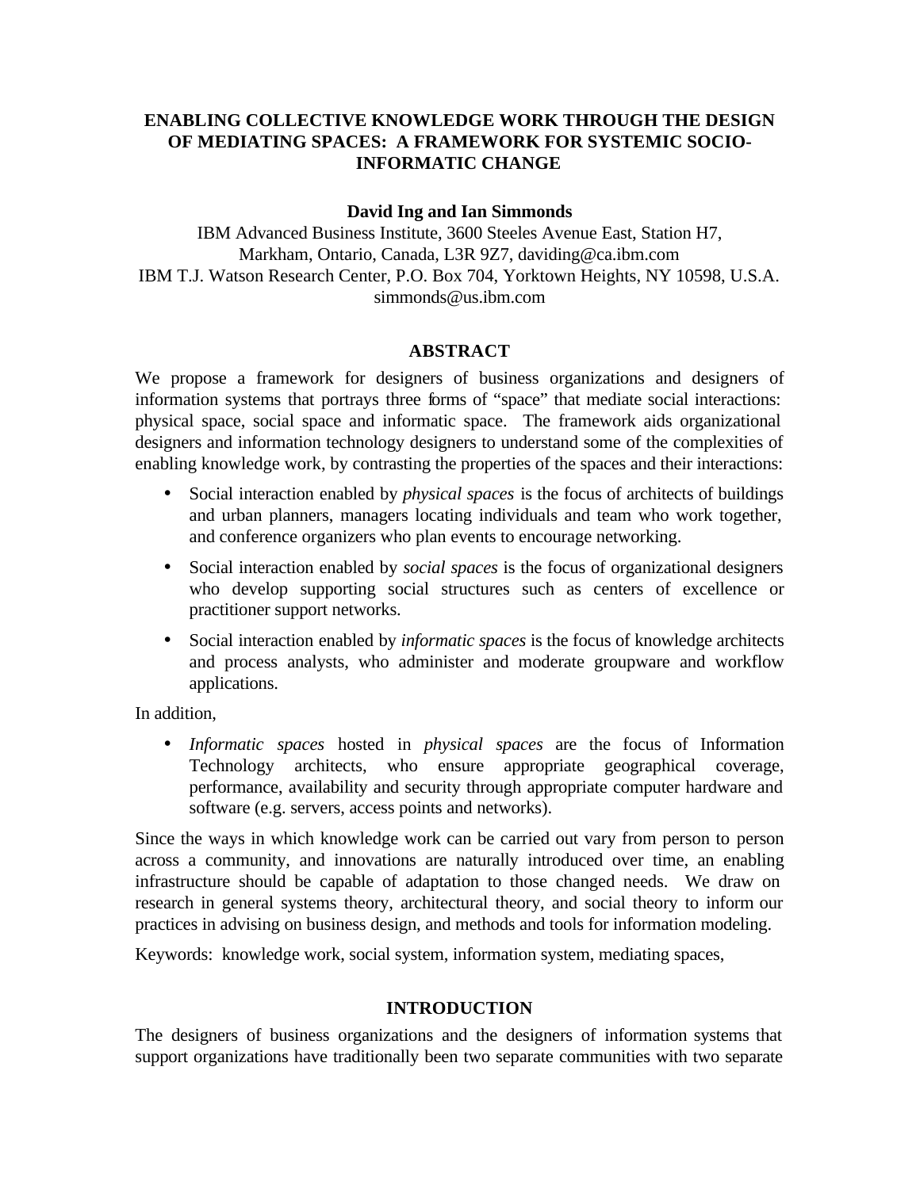# ENABLING COLLECTIVE KNOWLEDGE WORK THROUGH THE DESIGN OF MEDIATING SPACES: A FRAMEWORK FOR SYSTEMIC SOCIO-INFORMATIC CHANGE

**David Ing and Ian Simmonds**

IBM Advanced Business Institute, 3600 Steeles Avenue East, Station H7, Markham, Ontario, Canada, L3R 9Z7, daviding@ca.ibm.com

IBM T.J. Watson Research Center, P.O. Box 704, Yorktown Heights, NY 10598, U.S.A. simmonds@us.ibm.com

## ABSTRACT

We propose a framework for designers of business organizations and designers of information systems that portrays three forms of "space" that mediate social interactions: physical space, social space and informatic space. The framework aids organizational designers and information technology designers to understand some of the complexities of enabling knowledge work, by contrasting the properties of the spaces and their interactions:

- Social interaction enabled by *physical spaces* is the focus of architects of buildings and urban planners, managers locating individuals and team who work together, and conference organizers who plan events to encourage networking.
- Social interaction enabled by *social spaces* is the focus of organizational designers who develop supporting social structures such as centers of excellence or practitioner support networks.
- Social interaction enabled by *informatic spaces* is the focus of knowledge architects and process analysts, who administer and moderate groupware and workflow applications.

In addition,

- *Informatic spaces* hosted in *physical spaces* are the focus of Information Technology architects, who ensure appropriate geographical coverage, performance, availability and security through appropriate computer hardware and software (e.g. servers, access points and networks).

Since the ways in which knowledge work can be carried out vary from person to person across a community, and innovations are naturally introduced over time, an enabling infrastructure should be capable of adaptation to those changed needs. We draw on research in general systems theory, architectural theory, and social theory to inform our practices in advising on business design, and methods and tools for information modeling.

Keywords: knowledge work, social system, information system, mediating spaces,

## INTRODUCTION

The designers of business organizations and the designers of information systems that support organizations have traditionally been two separate communities with two separate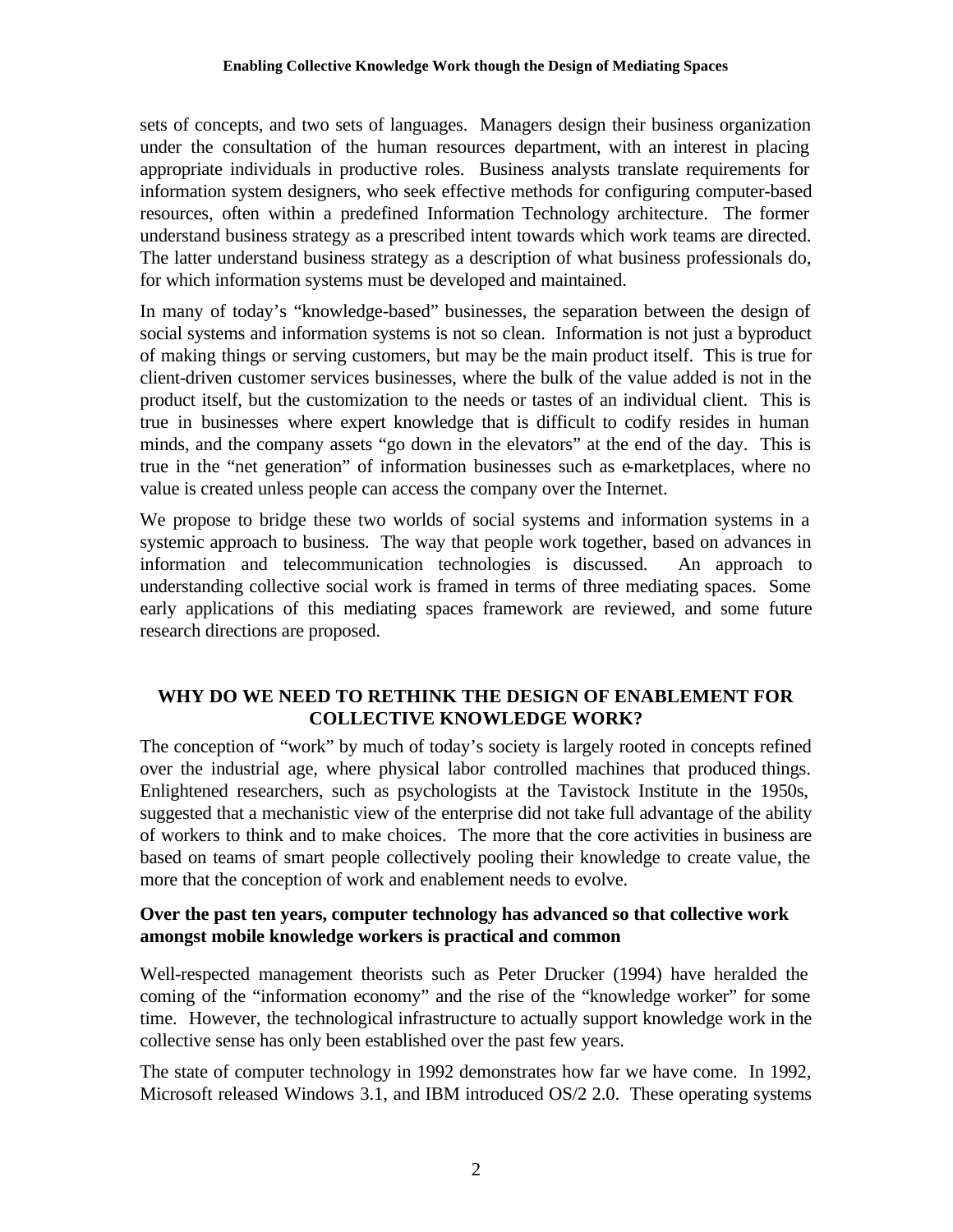sets of concepts, and two sets of languages. Managers design their business organization under the consultation of the human resources department, with an interest in placing appropriate individuals in productive roles. Business analysts translate requirements for information system designers, who seek effective methods for configuring computer-based resources, often within a predefined Information Technology architecture. The former understand business strategy as a prescribed intent towards which work teams are directed. The latter understand business strategy as a description of what business professionals do, for which information systems must be developed and maintained.

In many of today's "knowledge-based" businesses, the separation between the design of social systems and information systems is not so clean. Information is not just a byproduct of making things or serving customers, but may be the main product itself. This is true for client-driven customer services businesses, where the bulk of the value added is not in the product itself, but the customization to the needs or tastes of an individual client. This is true in businesses where expert knowledge that is difficult to codify resides in human minds, and the company assets "go down in the elevators" at the end of the day. This is true in the "net generation" of information businesses such as e-marketplaces, where no value is created unless people can access the company over the Internet.

We propose to bridge these two worlds of social systems and information systems in a systemic approach to business. The way that people work together, based on advances in information and telecommunication technologies is discussed. An approach to understanding collective social work is framed in terms of three mediating spaces. Some early applications of this mediating spaces framework are reviewed, and some future research directions are proposed.

## WHY DO WE NEED TO RETHINK THE DESIGN OF ENABLEMENT FOR COLLECTIVE KNOWLEDGE WORK?

The conception of "work" by much of today's society is largely rooted in concepts refined over the industrial age, where physical labor controlled machines that produced things. Enlightened researchers, such as psychologists at the Tavistock Institute in the 1950s, suggested that a mechanistic view of the enterprise did not take full advantage of the ability of workers to think and to make choices. The more that the core activities in business are based on teams of smart people collectively pooling their knowledge to create value, the more that the conception of work and enablement needs to evolve.

### Over the past ten years, computer technology has advanced so that collective work amongst mobile knowledge workers is practical and common

Well-respected management theorists such as Peter Drucker (1994) have heralded the coming of the "information economy" and the rise of the "knowledge worker" for some time. However, the technological infrastructure to actually support knowledge work in the collective sense has only been established over the past few years.

The state of computer technology in 1992 demonstrates how far we have come. In 1992, Microsoft released Windows 3.1, and IBM introduced OS/2 2.0. These operating systems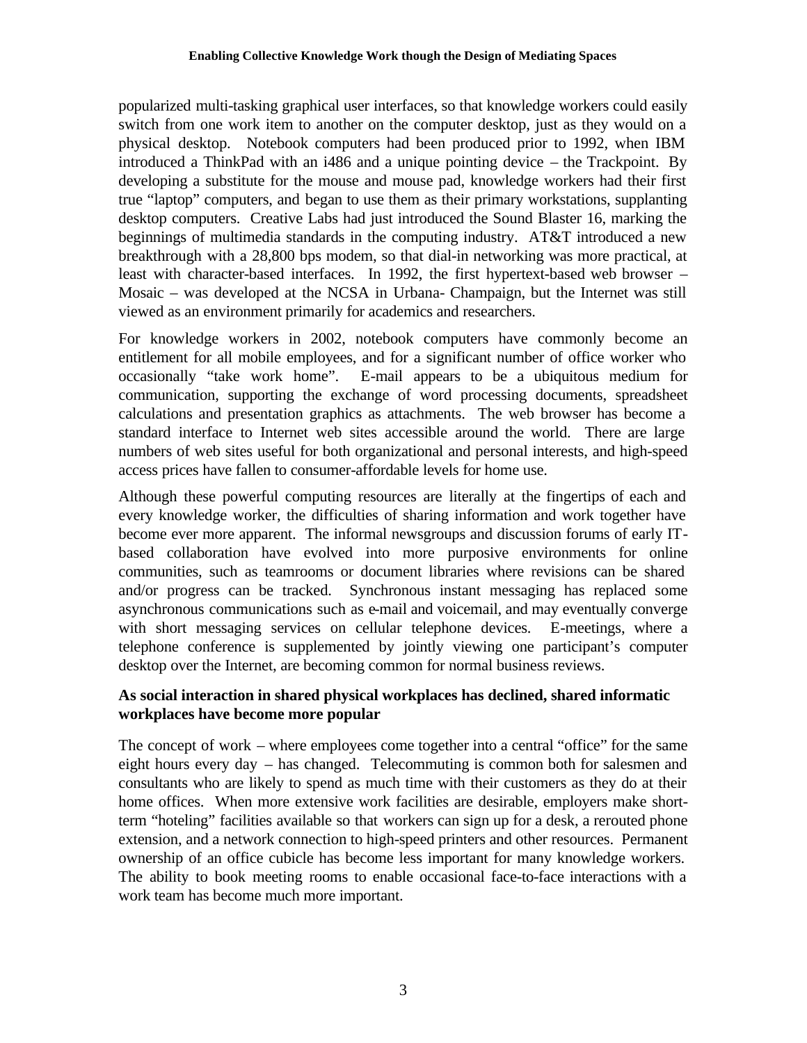popularized multi-tasking graphical user interfaces, so that knowledge workers could easily switch from one work item to another on the computer desktop, just as they would on a physical desktop. Notebook computers had been produced prior to 1992, when IBM introduced a ThinkPad with an i486 and a unique pointing device – the Trackpoint. By developing a substitute for the mouse and mouse pad, knowledge workers had their first true "laptop" computers, and began to use them as their primary workstations, supplanting desktop computers. Creative Labs had just introduced the Sound Blaster 16, marking the beginnings of multimedia standards in the computing industry. AT&T introduced a new breakthrough with a 28,800 bps modem, so that dial-in networking was more practical, at least with character-based interfaces. In 1992, the first hypertext-based web browser – Mosaic – was developed at the NCSA in Urbana- Champaign, but the Internet was still viewed as an environment primarily for academics and researchers.

For knowledge workers in 2002, notebook computers have commonly become an entitlement for all mobile employees, and for a significant number of office worker who occasionally "take work home". E-mail appears to be a ubiquitous medium for communication, supporting the exchange of word processing documents, spreadsheet calculations and presentation graphics as attachments. The web browser has become a standard interface to Internet web sites accessible around the world. There are large numbers of web sites useful for both organizational and personal interests, and high-speed access prices have fallen to consumer-affordable levels for home use.

Although these powerful computing resources are literally at the fingertips of each and every knowledge worker, the difficulties of sharing information and work together have become ever more apparent. The informal newsgroups and discussion forums of early IT-based collaboration have evolved into more purposive environments for online communities, such as teamrooms or document libraries where revisions can be shared and/or progress can be tracked. Synchronous instant messaging has replaced some asynchronous communications such as e-mail and voicemail, and may eventually converge with short messaging services on cellular telephone devices. E-meetings, where a telephone conference is supplemented by jointly viewing one participant's computer desktop over the Internet, are becoming common for normal business reviews.

**As social interaction in shared physical workplaces has declined, shared informatic workplaces have become more popular**

The concept of work – where employees come together into a central "office" for the same eight hours every day – has changed. Telecommuting is common both for salesmen and consultants who are likely to spend as much time with their customers as they do at their home offices. When more extensive work facilities are desirable, employers make short-term "hoteling" facilities available so that workers can sign up for a desk, a rerouted phone extension, and a network connection to high-speed printers and other resources. Permanent ownership of an office cubicle has become less important for many knowledge workers. The ability to book meeting rooms to enable occasional face-to-face interactions with a work team has become much more important.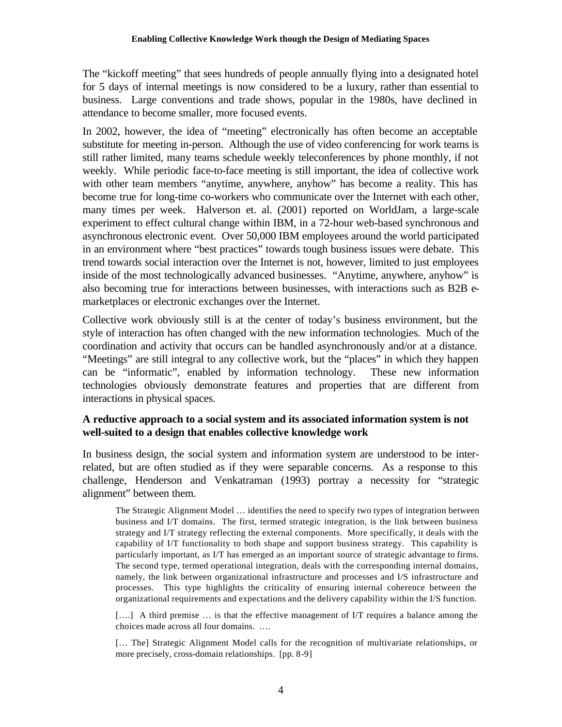The "kickoff meeting" that sees hundreds of people annually flying into a designated hotel for 5 days of internal meetings is now considered to be a luxury, rather than essential to business. Large conventions and trade shows, popular in the 1980s, have declined in attendance to become smaller, more focused events.

In 2002, however, the idea of "meeting" electronically has often become an acceptable substitute for meeting in-person. Although the use of video conferencing for work teams is still rather limited, many teams schedule weekly teleconferences by phone monthly, if not weekly. While periodic face-to-face meeting is still important, the idea of collective work with other team members "anytime, anywhere, anyhow" has become a reality. This has become true for long-time co-workers who communicate over the Internet with each other, many times per week. Halverson et. al. (2001) reported on WorldJam, a large-scale experiment to effect cultural change within IBM, in a 72-hour web-based synchronous and asynchronous electronic event. Over 50,000 IBM employees around the world participated in an environment where "best practices" towards tough business issues were debate. This trend towards social interaction over the Internet is not, however, limited to just employees inside of the most technologically advanced businesses. "Anytime, anywhere, anyhow" is also becoming true for interactions between businesses, with interactions such as B2B e-marketplaces or electronic exchanges over the Internet.

Collective work obviously still is at the center of today's business environment, but the style of interaction has often changed with the new information technologies. Much of the coordination and activity that occurs can be handled asynchronously and/or at a distance. "Meetings" are still integral to any collective work, but the "places" in which they happen can be "informatic", enabled by information technology. These new information technologies obviously demonstrate features and properties that are different from interactions in physical spaces.

**A reductive approach to a social system and its associated information system is not well-suited to a design that enables collective knowledge work**

In business design, the social system and information system are understood to be inter-related, but are often studied as if they were separable concerns. As a response to this challenge, Henderson and Venkatraman (1993) portray a necessity for "strategic alignment" between them.

> The Strategic Alignment Model … identifies the need to specify two types of integration between business and I/T domains. The first, termed strategic integration, is the link between business strategy and I/T strategy reflecting the external components. More specifically, it deals with the capability of I/T functionality to both shape and support business strategy. This capability is particularly important, as I/T has emerged as an important source of strategic advantage to firms. The second type, termed operational integration, deals with the corresponding internal domains, namely, the link between organizational infrastructure and processes and I/S infrastructure and processes. This type highlights the criticality of ensuring internal coherence between the organizational requirements and expectations and the delivery capability within the I/S function.
>
> [….] A third premise … is that the effective management of I/T requires a balance among the choices made across all four domains. ….
>
> [… The] Strategic Alignment Model calls for the recognition of multivariate relationships, or more precisely, cross-domain relationships. [pp. 8-9]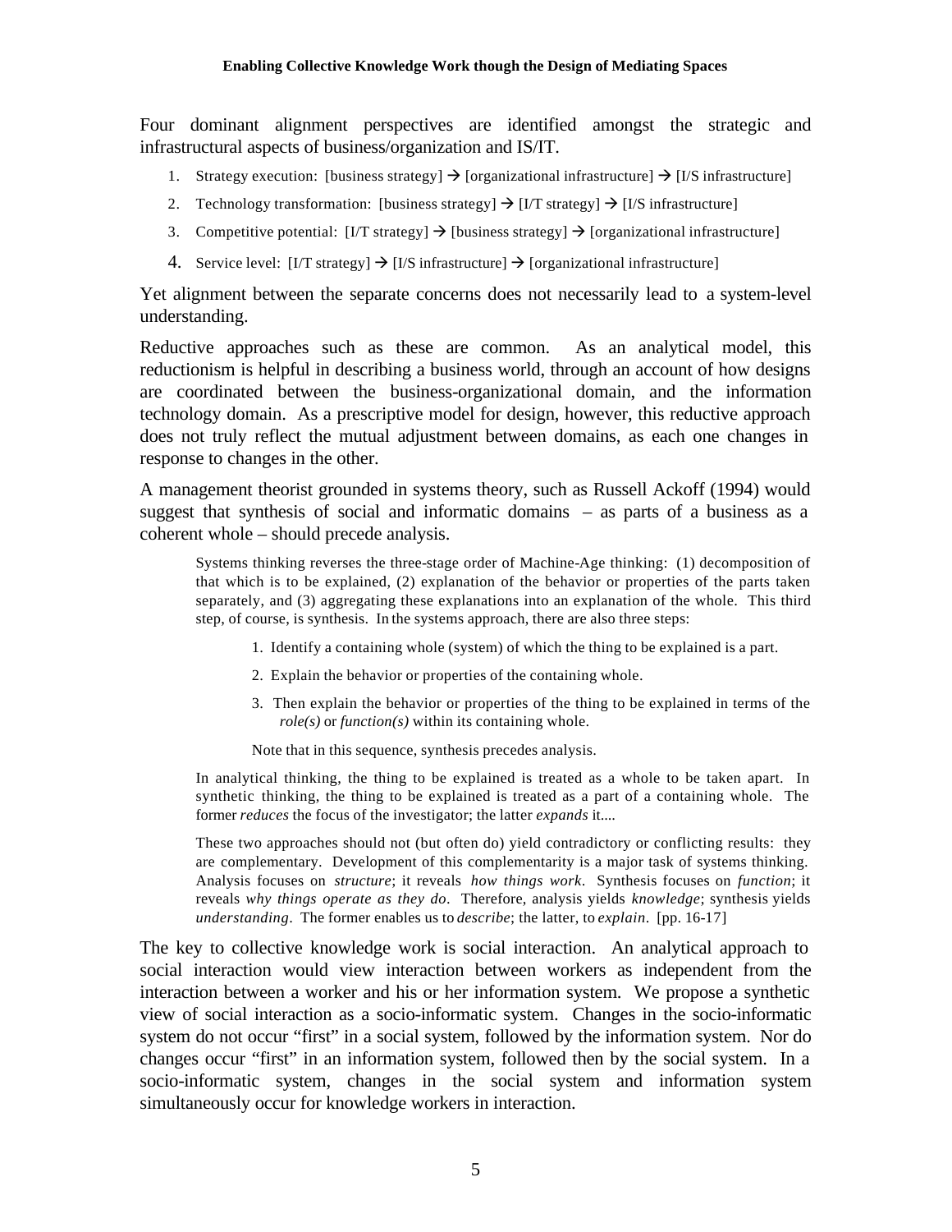Four dominant alignment perspectives are identified amongst the strategic and infrastructural aspects of business/organization and IS/IT.

1. Strategy execution: [business strategy] → [organizational infrastructure] → [I/S infrastructure]
2. Technology transformation: [business strategy] → [I/T strategy] → [I/S infrastructure]
3. Competitive potential: [I/T strategy] → [business strategy] → [organizational infrastructure]
4. Service level: [I/T strategy] → [I/S infrastructure] → [organizational infrastructure]

Yet alignment between the separate concerns does not necessarily lead to a system-level understanding.

Reductive approaches such as these are common. As an analytical model, this reductionism is helpful in describing a business world, through an account of how designs are coordinated between the business-organizational domain, and the information technology domain. As a prescriptive model for design, however, this reductive approach does not truly reflect the mutual adjustment between domains, as each one changes in response to changes in the other.

A management theorist grounded in systems theory, such as Russell Ackoff (1994) would suggest that synthesis of social and informatic domains – as parts of a business as a coherent whole – should precede analysis.

> Systems thinking reverses the three-stage order of Machine-Age thinking: (1) decomposition of that which is to be explained, (2) explanation of the behavior or properties of the parts taken separately, and (3) aggregating these explanations into an explanation of the whole. This third step, of course, is synthesis. In the systems approach, there are also three steps:
>
> 1. Identify a containing whole (system) of which the thing to be explained is a part.
> 2. Explain the behavior or properties of the containing whole.
> 3. Then explain the behavior or properties of the thing to be explained in terms of the *role(s)* or *function(s)* within its containing whole.
>
> Note that in this sequence, synthesis precedes analysis.
>
> In analytical thinking, the thing to be explained is treated as a whole to be taken apart. In synthetic thinking, the thing to be explained is treated as a part of a containing whole. The former *reduces* the focus of the investigator; the latter *expands* it....
>
> These two approaches should not (but often do) yield contradictory or conflicting results: they are complementary. Development of this complementarity is a major task of systems thinking. Analysis focuses on *structure*; it reveals *how things work*. Synthesis focuses on *function*; it reveals *why things operate as they do*. Therefore, analysis yields *knowledge*; synthesis yields *understanding*. The former enables us to *describe*; the latter, to *explain*. [pp. 16-17]

The key to collective knowledge work is social interaction. An analytical approach to social interaction would view interaction between workers as independent from the interaction between a worker and his or her information system. We propose a synthetic view of social interaction as a socio-informatic system. Changes in the socio-informatic system do not occur "first" in a social system, followed by the information system. Nor do changes occur "first" in an information system, followed then by the social system. In a socio-informatic system, changes in the social system and information system simultaneously occur for knowledge workers in interaction.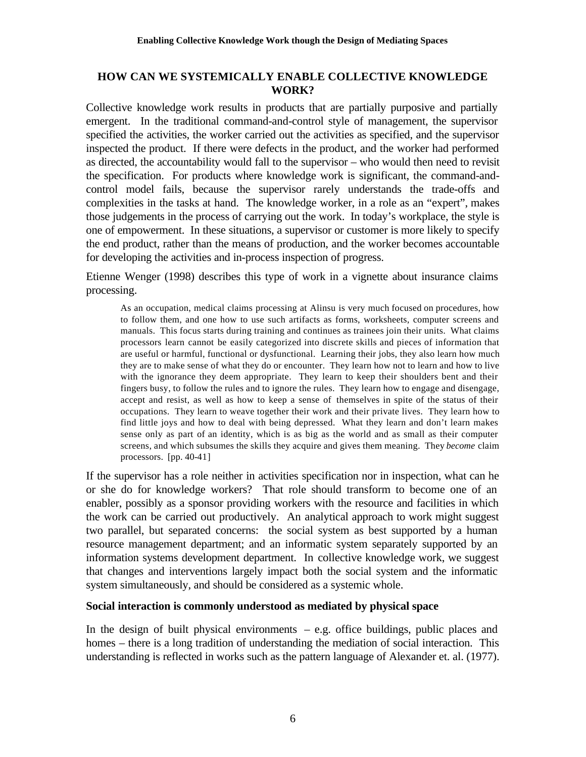## HOW CAN WE SYSTEMICALLY ENABLE COLLECTIVE KNOWLEDGE WORK?

Collective knowledge work results in products that are partially purposive and partially emergent. In the traditional command-and-control style of management, the supervisor specified the activities, the worker carried out the activities as specified, and the supervisor inspected the product. If there were defects in the product, and the worker had performed as directed, the accountability would fall to the supervisor – who would then need to revisit the specification. For products where knowledge work is significant, the command-and-control model fails, because the supervisor rarely understands the trade-offs and complexities in the tasks at hand. The knowledge worker, in a role as an "expert", makes those judgements in the process of carrying out the work. In today's workplace, the style is one of empowerment. In these situations, a supervisor or customer is more likely to specify the end product, rather than the means of production, and the worker becomes accountable for developing the activities and in-process inspection of progress.

Etienne Wenger (1998) describes this type of work in a vignette about insurance claims processing.

> As an occupation, medical claims processing at Alinsu is very much focused on procedures, how to follow them, and one how to use such artifacts as forms, worksheets, computer screens and manuals. This focus starts during training and continues as trainees join their units. What claims processors learn cannot be easily categorized into discrete skills and pieces of information that are useful or harmful, functional or dysfunctional. Learning their jobs, they also learn how much they are to make sense of what they do or encounter. They learn how not to learn and how to live with the ignorance they deem appropriate. They learn to keep their shoulders bent and their fingers busy, to follow the rules and to ignore the rules. They learn how to engage and disengage, accept and resist, as well as how to keep a sense of themselves in spite of the status of their occupations. They learn to weave together their work and their private lives. They learn how to find little joys and how to deal with being depressed. What they learn and don't learn makes sense only as part of an identity, which is as big as the world and as small as their computer screens, and which subsumes the skills they acquire and gives them meaning. They *become* claim processors. [pp. 40-41]

If the supervisor has a role neither in activities specification nor in inspection, what can he or she do for knowledge workers? That role should transform to become one of an enabler, possibly as a sponsor providing workers with the resource and facilities in which the work can be carried out productively. An analytical approach to work might suggest two parallel, but separated concerns: the social system as best supported by a human resource management department; and an informatic system separately supported by an information systems development department. In collective knowledge work, we suggest that changes and interventions largely impact both the social system and the informatic system simultaneously, and should be considered as a systemic whole.

### Social interaction is commonly understood as mediated by physical space

In the design of built physical environments – e.g. office buildings, public places and homes – there is a long tradition of understanding the mediation of social interaction. This understanding is reflected in works such as the pattern language of Alexander et. al. (1977).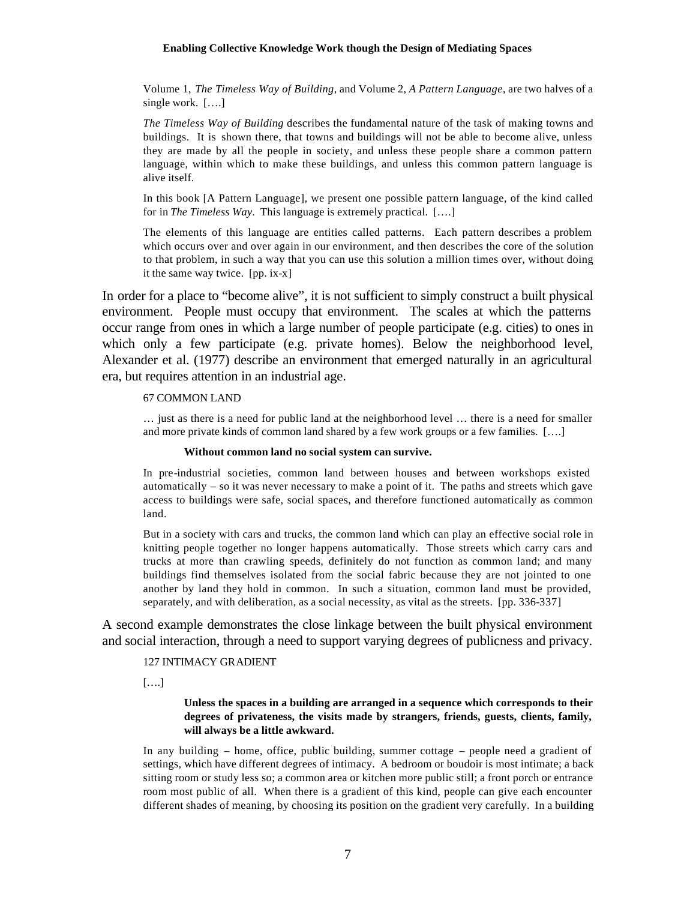> Volume 1, *The Timeless Way of Building*, and Volume 2, *A Pattern Language*, are two halves of a single work. [….]
>
> *The Timeless Way of Building* describes the fundamental nature of the task of making towns and buildings. It is shown there, that towns and buildings will not be able to become alive, unless they are made by all the people in society, and unless these people share a common pattern language, within which to make these buildings, and unless this common pattern language is alive itself.
>
> In this book [A Pattern Language], we present one possible pattern language, of the kind called for in *The Timeless Way*. This language is extremely practical. [….]
>
> The elements of this language are entities called patterns. Each pattern describes a problem which occurs over and over again in our environment, and then describes the core of the solution to that problem, in such a way that you can use this solution a million times over, without doing it the same way twice. [pp. ix-x]

In order for a place to "become alive", it is not sufficient to simply construct a built physical environment. People must occupy that environment. The scales at which the patterns occur range from ones in which a large number of people participate (e.g. cities) to ones in which only a few participate (e.g. private homes). Below the neighborhood level, Alexander et al. (1977) describe an environment that emerged naturally in an agricultural era, but requires attention in an industrial age.

> 67 COMMON LAND
>
> … just as there is a need for public land at the neighborhood level … there is a need for smaller and more private kinds of common land shared by a few work groups or a few families. [….]
>
> **Without common land no social system can survive.**
>
> In pre-industrial societies, common land between houses and between workshops existed automatically – so it was never necessary to make a point of it. The paths and streets which gave access to buildings were safe, social spaces, and therefore functioned automatically as common land.
>
> But in a society with cars and trucks, the common land which can play an effective social role in knitting people together no longer happens automatically. Those streets which carry cars and trucks at more than crawling speeds, definitely do not function as common land; and many buildings find themselves isolated from the social fabric because they are not jointed to one another by land they hold in common. In such a situation, common land must be provided, separately, and with deliberation, as a social necessity, as vital as the streets. [pp. 336-337]

A second example demonstrates the close linkage between the built physical environment and social interaction, through a need to support varying degrees of publicness and privacy.

> 127 INTIMACY GRADIENT
>
> [….]
>
> **Unless the spaces in a building are arranged in a sequence which corresponds to their degrees of privateness, the visits made by strangers, friends, guests, clients, family, will always be a little awkward.**
>
> In any building – home, office, public building, summer cottage – people need a gradient of settings, which have different degrees of intimacy. A bedroom or boudoir is most intimate; a back sitting room or study less so; a common area or kitchen more public still; a front porch or entrance room most public of all. When there is a gradient of this kind, people can give each encounter different shades of meaning, by choosing its position on the gradient very carefully. In a building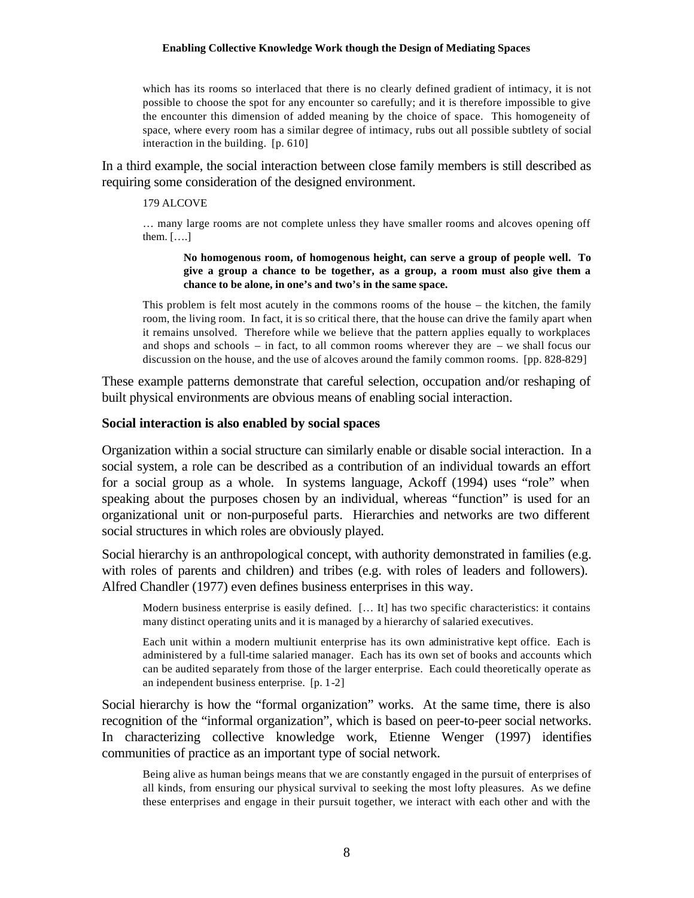> which has its rooms so interlaced that there is no clearly defined gradient of intimacy, it is not possible to choose the spot for any encounter so carefully; and it is therefore impossible to give the encounter this dimension of added meaning by the choice of space. This homogeneity of space, where every room has a similar degree of intimacy, rubs out all possible subtlety of social interaction in the building. [p. 610]

In a third example, the social interaction between close family members is still described as requiring some consideration of the designed environment.

> 179 ALCOVE
>
> … many large rooms are not complete unless they have smaller rooms and alcoves opening off them. [….]
>
> > **No homogenous room, of homogenous height, can serve a group of people well. To give a group a chance to be together, as a group, a room must also give them a chance to be alone, in one's and two's in the same space.**
>
> This problem is felt most acutely in the commons rooms of the house – the kitchen, the family room, the living room. In fact, it is so critical there, that the house can drive the family apart when it remains unsolved. Therefore while we believe that the pattern applies equally to workplaces and shops and schools – in fact, to all common rooms wherever they are – we shall focus our discussion on the house, and the use of alcoves around the family common rooms. [pp. 828-829]

These example patterns demonstrate that careful selection, occupation and/or reshaping of built physical environments are obvious means of enabling social interaction.

### Social interaction is also enabled by social spaces

Organization within a social structure can similarly enable or disable social interaction. In a social system, a role can be described as a contribution of an individual towards an effort for a social group as a whole. In systems language, Ackoff (1994) uses "role" when speaking about the purposes chosen by an individual, whereas "function" is used for an organizational unit or non-purposeful parts. Hierarchies and networks are two different social structures in which roles are obviously played.

Social hierarchy is an anthropological concept, with authority demonstrated in families (e.g. with roles of parents and children) and tribes (e.g. with roles of leaders and followers). Alfred Chandler (1977) even defines business enterprises in this way.

> Modern business enterprise is easily defined. [… It] has two specific characteristics: it contains many distinct operating units and it is managed by a hierarchy of salaried executives.
>
> Each unit within a modern multiunit enterprise has its own administrative kept office. Each is administered by a full-time salaried manager. Each has its own set of books and accounts which can be audited separately from those of the larger enterprise. Each could theoretically operate as an independent business enterprise. [p. 1-2]

Social hierarchy is how the "formal organization" works. At the same time, there is also recognition of the "informal organization", which is based on peer-to-peer social networks. In characterizing collective knowledge work, Etienne Wenger (1997) identifies communities of practice as an important type of social network.

> Being alive as human beings means that we are constantly engaged in the pursuit of enterprises of all kinds, from ensuring our physical survival to seeking the most lofty pleasures. As we define these enterprises and engage in their pursuit together, we interact with each other and with the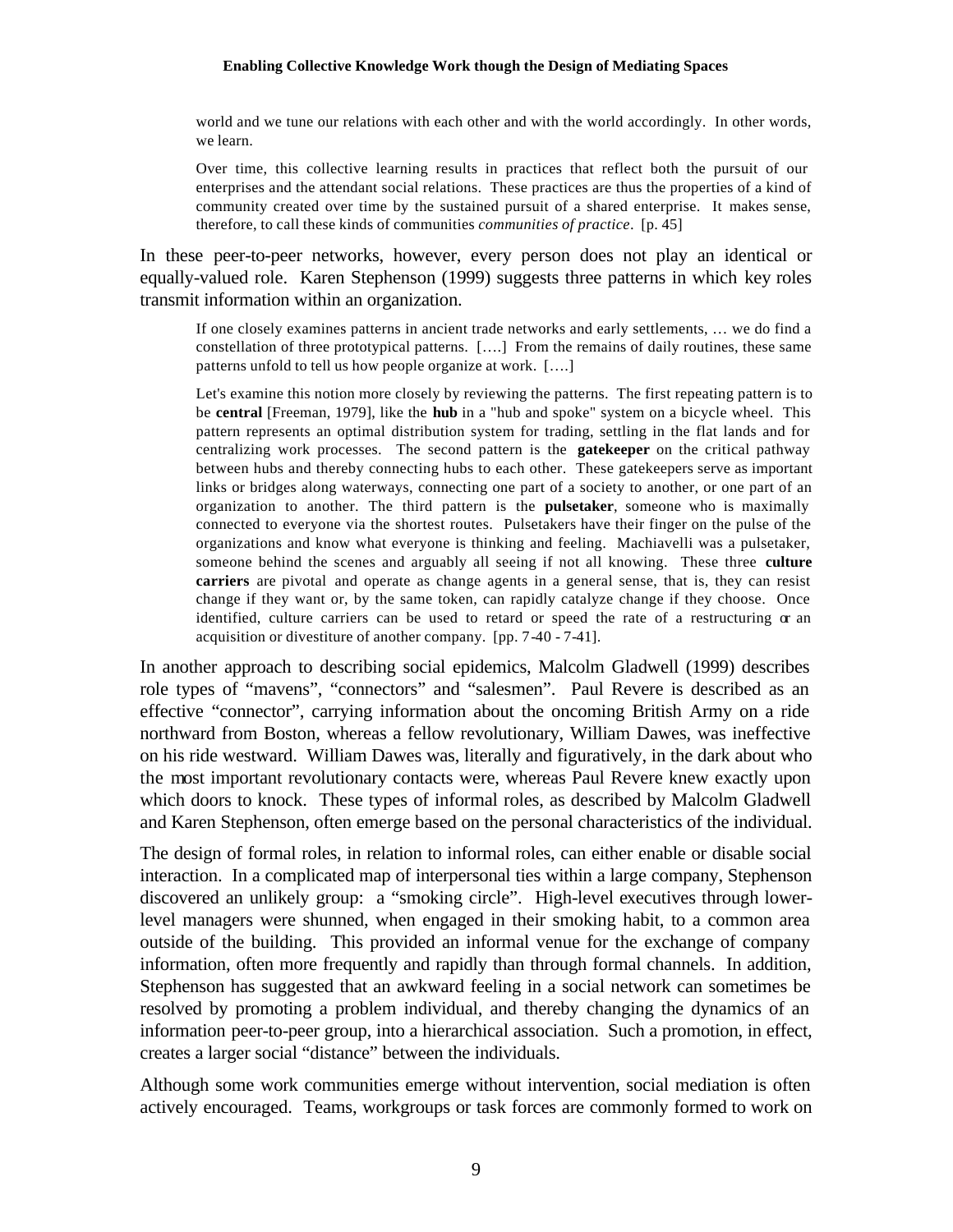> world and we tune our relations with each other and with the world accordingly. In other words, we learn.
>
> Over time, this collective learning results in practices that reflect both the pursuit of our enterprises and the attendant social relations. These practices are thus the properties of a kind of community created over time by the sustained pursuit of a shared enterprise. It makes sense, therefore, to call these kinds of communities *communities of practice*. [p. 45]

In these peer-to-peer networks, however, every person does not play an identical or equally-valued role. Karen Stephenson (1999) suggests three patterns in which key roles transmit information within an organization.

> If one closely examines patterns in ancient trade networks and early settlements, … we do find a constellation of three prototypical patterns. [….] From the remains of daily routines, these same patterns unfold to tell us how people organize at work. [….]
>
> Let's examine this notion more closely by reviewing the patterns. The first repeating pattern is to be **central** [Freeman, 1979], like the **hub** in a "hub and spoke" system on a bicycle wheel. This pattern represents an optimal distribution system for trading, settling in the flat lands and for centralizing work processes. The second pattern is the **gatekeeper** on the critical pathway between hubs and thereby connecting hubs to each other. These gatekeepers serve as important links or bridges along waterways, connecting one part of a society to another, or one part of an organization to another. The third pattern is the **pulsetaker**, someone who is maximally connected to everyone via the shortest routes. Pulsetakers have their finger on the pulse of the organizations and know what everyone is thinking and feeling. Machiavelli was a pulsetaker, someone behind the scenes and arguably all seeing if not all knowing. These three **culture carriers** are pivotal and operate as change agents in a general sense, that is, they can resist change if they want or, by the same token, can rapidly catalyze change if they choose. Once identified, culture carriers can be used to retard or speed the rate of a restructuring or an acquisition or divestiture of another company. [pp. 7-40 - 7-41].

In another approach to describing social epidemics, Malcolm Gladwell (1999) describes role types of "mavens", "connectors" and "salesmen". Paul Revere is described as an effective "connector", carrying information about the oncoming British Army on a ride northward from Boston, whereas a fellow revolutionary, William Dawes, was ineffective on his ride westward. William Dawes was, literally and figuratively, in the dark about who the most important revolutionary contacts were, whereas Paul Revere knew exactly upon which doors to knock. These types of informal roles, as described by Malcolm Gladwell and Karen Stephenson, often emerge based on the personal characteristics of the individual.

The design of formal roles, in relation to informal roles, can either enable or disable social interaction. In a complicated map of interpersonal ties within a large company, Stephenson discovered an unlikely group: a "smoking circle". High-level executives through lower-level managers were shunned, when engaged in their smoking habit, to a common area outside of the building. This provided an informal venue for the exchange of company information, often more frequently and rapidly than through formal channels. In addition, Stephenson has suggested that an awkward feeling in a social network can sometimes be resolved by promoting a problem individual, and thereby changing the dynamics of an information peer-to-peer group, into a hierarchical association. Such a promotion, in effect, creates a larger social "distance" between the individuals.

Although some work communities emerge without intervention, social mediation is often actively encouraged. Teams, workgroups or task forces are commonly formed to work on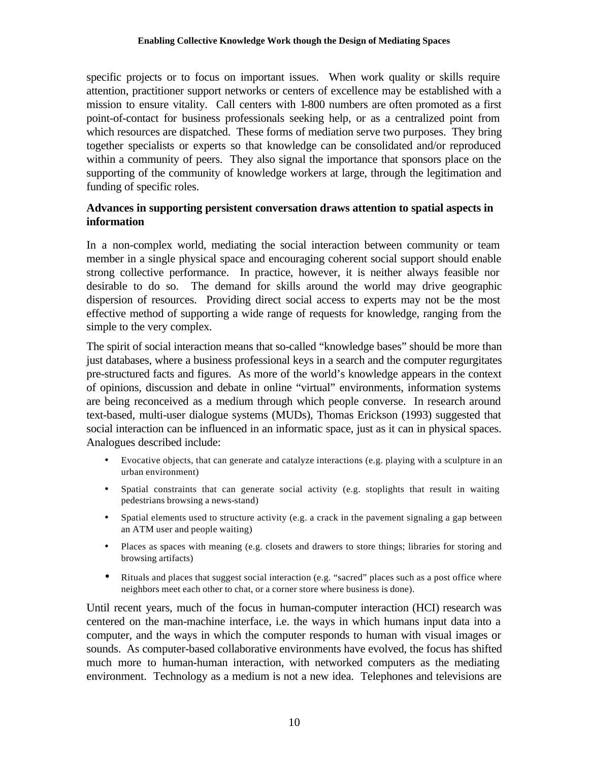specific projects or to focus on important issues. When work quality or skills require attention, practitioner support networks or centers of excellence may be established with a mission to ensure vitality. Call centers with 1-800 numbers are often promoted as a first point-of-contact for business professionals seeking help, or as a centralized point from which resources are dispatched. These forms of mediation serve two purposes. They bring together specialists or experts so that knowledge can be consolidated and/or reproduced within a community of peers. They also signal the importance that sponsors place on the supporting of the community of knowledge workers at large, through the legitimation and funding of specific roles.

**Advances in supporting persistent conversation draws attention to spatial aspects in information**

In a non-complex world, mediating the social interaction between community or team member in a single physical space and encouraging coherent social support should enable strong collective performance. In practice, however, it is neither always feasible nor desirable to do so. The demand for skills around the world may drive geographic dispersion of resources. Providing direct social access to experts may not be the most effective method of supporting a wide range of requests for knowledge, ranging from the simple to the very complex.

The spirit of social interaction means that so-called "knowledge bases" should be more than just databases, where a business professional keys in a search and the computer regurgitates pre-structured facts and figures. As more of the world's knowledge appears in the context of opinions, discussion and debate in online "virtual" environments, information systems are being reconceived as a medium through which people converse. In research around text-based, multi-user dialogue systems (MUDs), Thomas Erickson (1993) suggested that social interaction can be influenced in an informatic space, just as it can in physical spaces. Analogues described include:

- Evocative objects, that can generate and catalyze interactions (e.g. playing with a sculpture in an urban environment)
- Spatial constraints that can generate social activity (e.g. stoplights that result in waiting pedestrians browsing a news-stand)
- Spatial elements used to structure activity (e.g. a crack in the pavement signaling a gap between an ATM user and people waiting)
- Places as spaces with meaning (e.g. closets and drawers to store things; libraries for storing and browsing artifacts)
- Rituals and places that suggest social interaction (e.g. "sacred" places such as a post office where neighbors meet each other to chat, or a corner store where business is done).

Until recent years, much of the focus in human-computer interaction (HCI) research was centered on the man-machine interface, i.e. the ways in which humans input data into a computer, and the ways in which the computer responds to human with visual images or sounds. As computer-based collaborative environments have evolved, the focus has shifted much more to human-human interaction, with networked computers as the mediating environment. Technology as a medium is not a new idea. Telephones and televisions are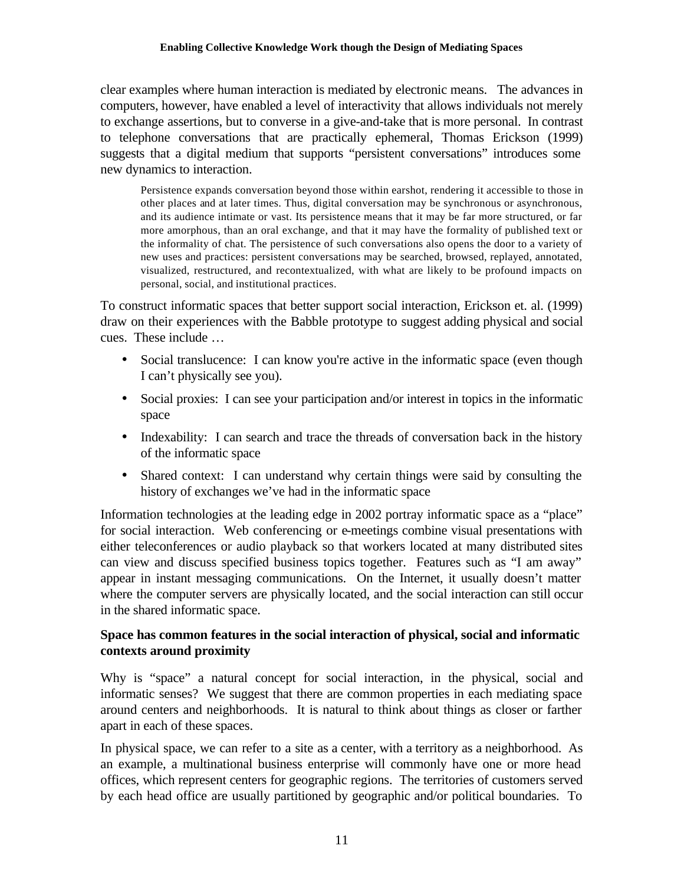clear examples where human interaction is mediated by electronic means. The advances in computers, however, have enabled a level of interactivity that allows individuals not merely to exchange assertions, but to converse in a give-and-take that is more personal. In contrast to telephone conversations that are practically ephemeral, Thomas Erickson (1999) suggests that a digital medium that supports "persistent conversations" introduces some new dynamics to interaction.

> Persistence expands conversation beyond those within earshot, rendering it accessible to those in other places and at later times. Thus, digital conversation may be synchronous or asynchronous, and its audience intimate or vast. Its persistence means that it may be far more structured, or far more amorphous, than an oral exchange, and that it may have the formality of published text or the informality of chat. The persistence of such conversations also opens the door to a variety of new uses and practices: persistent conversations may be searched, browsed, replayed, annotated, visualized, restructured, and recontextualized, with what are likely to be profound impacts on personal, social, and institutional practices.

To construct informatic spaces that better support social interaction, Erickson et. al. (1999) draw on their experiences with the Babble prototype to suggest adding physical and social cues. These include …

- Social translucence: I can know you're active in the informatic space (even though I can't physically see you).
- Social proxies: I can see your participation and/or interest in topics in the informatic space
- Indexability: I can search and trace the threads of conversation back in the history of the informatic space
- Shared context: I can understand why certain things were said by consulting the history of exchanges we've had in the informatic space

Information technologies at the leading edge in 2002 portray informatic space as a "place" for social interaction. Web conferencing or e-meetings combine visual presentations with either teleconferences or audio playback so that workers located at many distributed sites can view and discuss specified business topics together. Features such as "I am away" appear in instant messaging communications. On the Internet, it usually doesn't matter where the computer servers are physically located, and the social interaction can still occur in the shared informatic space.

**Space has common features in the social interaction of physical, social and informatic contexts around proximity**

Why is "space" a natural concept for social interaction, in the physical, social and informatic senses? We suggest that there are common properties in each mediating space around centers and neighborhoods. It is natural to think about things as closer or farther apart in each of these spaces.

In physical space, we can refer to a site as a center, with a territory as a neighborhood. As an example, a multinational business enterprise will commonly have one or more head offices, which represent centers for geographic regions. The territories of customers served by each head office are usually partitioned by geographic and/or political boundaries. To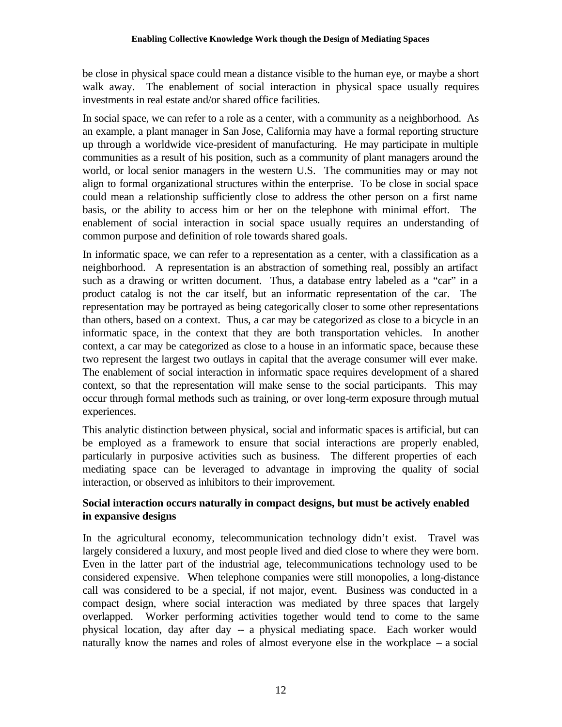be close in physical space could mean a distance visible to the human eye, or maybe a short walk away. The enablement of social interaction in physical space usually requires investments in real estate and/or shared office facilities.

In social space, we can refer to a role as a center, with a community as a neighborhood. As an example, a plant manager in San Jose, California may have a formal reporting structure up through a worldwide vice-president of manufacturing. He may participate in multiple communities as a result of his position, such as a community of plant managers around the world, or local senior managers in the western U.S. The communities may or may not align to formal organizational structures within the enterprise. To be close in social space could mean a relationship sufficiently close to address the other person on a first name basis, or the ability to access him or her on the telephone with minimal effort. The enablement of social interaction in social space usually requires an understanding of common purpose and definition of role towards shared goals.

In informatic space, we can refer to a representation as a center, with a classification as a neighborhood. A representation is an abstraction of something real, possibly an artifact such as a drawing or written document. Thus, a database entry labeled as a "car" in a product catalog is not the car itself, but an informatic representation of the car. The representation may be portrayed as being categorically closer to some other representations than others, based on a context. Thus, a car may be categorized as close to a bicycle in an informatic space, in the context that they are both transportation vehicles. In another context, a car may be categorized as close to a house in an informatic space, because these two represent the largest two outlays in capital that the average consumer will ever make. The enablement of social interaction in informatic space requires development of a shared context, so that the representation will make sense to the social participants. This may occur through formal methods such as training, or over long-term exposure through mutual experiences.

This analytic distinction between physical, social and informatic spaces is artificial, but can be employed as a framework to ensure that social interactions are properly enabled, particularly in purposive activities such as business. The different properties of each mediating space can be leveraged to advantage in improving the quality of social interaction, or observed as inhibitors to their improvement.

### Social interaction occurs naturally in compact designs, but must be actively enabled in expansive designs

In the agricultural economy, telecommunication technology didn't exist. Travel was largely considered a luxury, and most people lived and died close to where they were born. Even in the latter part of the industrial age, telecommunications technology used to be considered expensive. When telephone companies were still monopolies, a long-distance call was considered to be a special, if not major, event. Business was conducted in a compact design, where social interaction was mediated by three spaces that largely overlapped. Worker performing activities together would tend to come to the same physical location, day after day -- a physical mediating space. Each worker would naturally know the names and roles of almost everyone else in the workplace – a social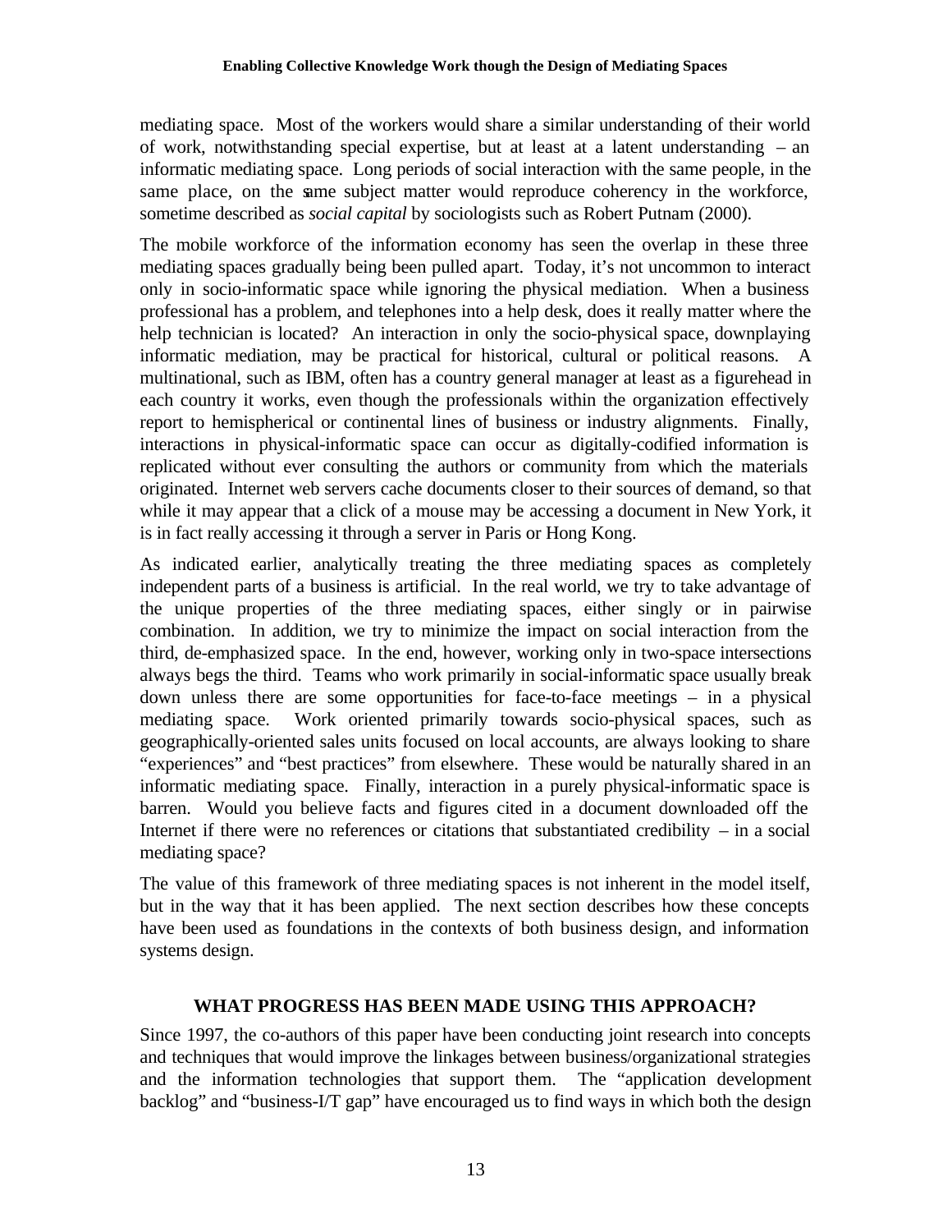mediating space. Most of the workers would share a similar understanding of their world of work, notwithstanding special expertise, but at least at a latent understanding – an informatic mediating space. Long periods of social interaction with the same people, in the same place, on the same subject matter would reproduce coherency in the workforce, sometime described as *social capital* by sociologists such as Robert Putnam (2000).

The mobile workforce of the information economy has seen the overlap in these three mediating spaces gradually being been pulled apart. Today, it's not uncommon to interact only in socio-informatic space while ignoring the physical mediation. When a business professional has a problem, and telephones into a help desk, does it really matter where the help technician is located? An interaction in only the socio-physical space, downplaying informatic mediation, may be practical for historical, cultural or political reasons. A multinational, such as IBM, often has a country general manager at least as a figurehead in each country it works, even though the professionals within the organization effectively report to hemispherical or continental lines of business or industry alignments. Finally, interactions in physical-informatic space can occur as digitally-codified information is replicated without ever consulting the authors or community from which the materials originated. Internet web servers cache documents closer to their sources of demand, so that while it may appear that a click of a mouse may be accessing a document in New York, it is in fact really accessing it through a server in Paris or Hong Kong.

As indicated earlier, analytically treating the three mediating spaces as completely independent parts of a business is artificial. In the real world, we try to take advantage of the unique properties of the three mediating spaces, either singly or in pairwise combination. In addition, we try to minimize the impact on social interaction from the third, de-emphasized space. In the end, however, working only in two-space intersections always begs the third. Teams who work primarily in social-informatic space usually break down unless there are some opportunities for face-to-face meetings – in a physical mediating space. Work oriented primarily towards socio-physical spaces, such as geographically-oriented sales units focused on local accounts, are always looking to share "experiences" and "best practices" from elsewhere. These would be naturally shared in an informatic mediating space. Finally, interaction in a purely physical-informatic space is barren. Would you believe facts and figures cited in a document downloaded off the Internet if there were no references or citations that substantiated credibility – in a social mediating space?

The value of this framework of three mediating spaces is not inherent in the model itself, but in the way that it has been applied. The next section describes how these concepts have been used as foundations in the contexts of both business design, and information systems design.

## WHAT PROGRESS HAS BEEN MADE USING THIS APPROACH?

Since 1997, the co-authors of this paper have been conducting joint research into concepts and techniques that would improve the linkages between business/organizational strategies and the information technologies that support them. The "application development backlog" and "business-I/T gap" have encouraged us to find ways in which both the design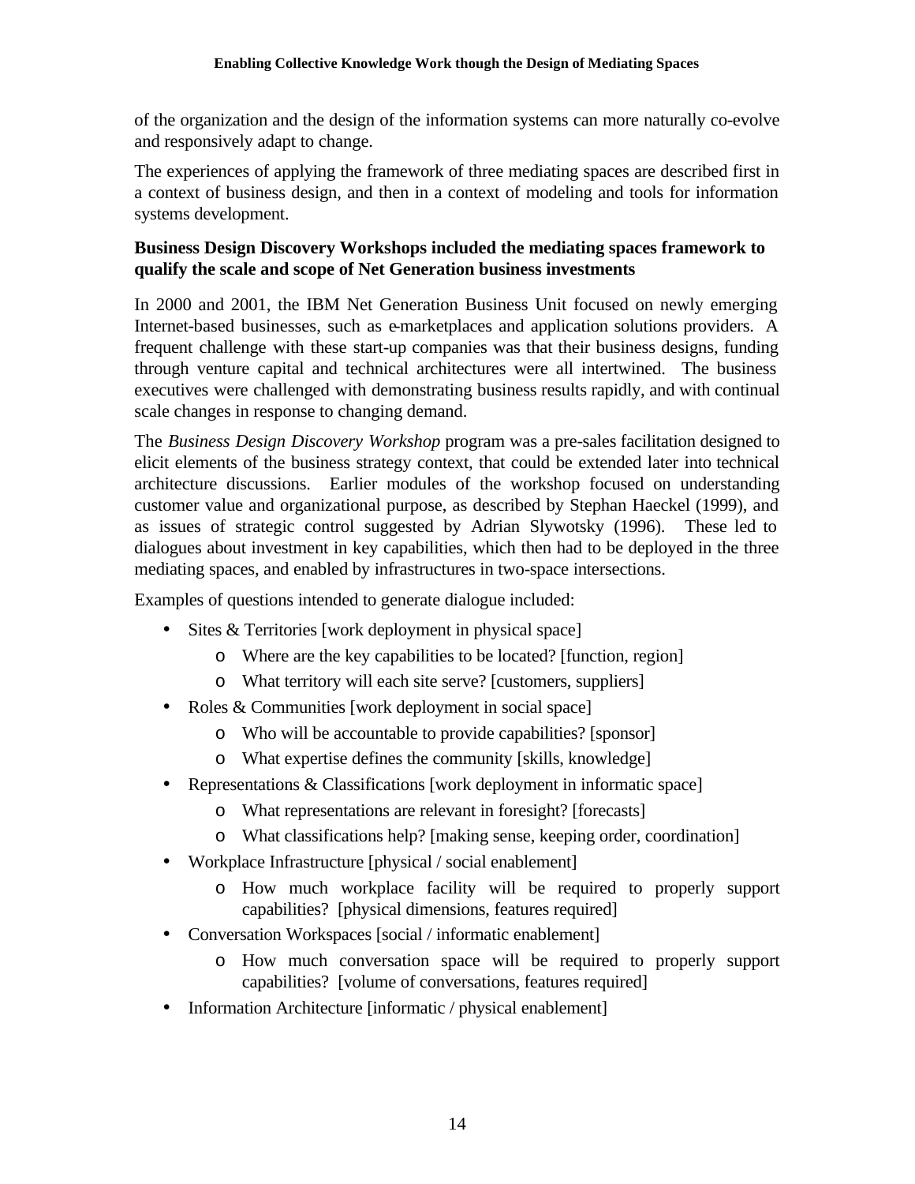of the organization and the design of the information systems can more naturally co-evolve and responsively adapt to change.

The experiences of applying the framework of three mediating spaces are described first in a context of business design, and then in a context of modeling and tools for information systems development.

**Business Design Discovery Workshops included the mediating spaces framework to qualify the scale and scope of Net Generation business investments**

In 2000 and 2001, the IBM Net Generation Business Unit focused on newly emerging Internet-based businesses, such as e-marketplaces and application solutions providers. A frequent challenge with these start-up companies was that their business designs, funding through venture capital and technical architectures were all intertwined. The business executives were challenged with demonstrating business results rapidly, and with continual scale changes in response to changing demand.

The *Business Design Discovery Workshop* program was a pre-sales facilitation designed to elicit elements of the business strategy context, that could be extended later into technical architecture discussions. Earlier modules of the workshop focused on understanding customer value and organizational purpose, as described by Stephan Haeckel (1999), and as issues of strategic control suggested by Adrian Slywotsky (1996). These led to dialogues about investment in key capabilities, which then had to be deployed in the three mediating spaces, and enabled by infrastructures in two-space intersections.

Examples of questions intended to generate dialogue included:

- Sites & Territories [work deployment in physical space]
  - Where are the key capabilities to be located? [function, region]
  - What territory will each site serve? [customers, suppliers]
- Roles & Communities [work deployment in social space]
  - Who will be accountable to provide capabilities? [sponsor]
  - What expertise defines the community [skills, knowledge]
- Representations & Classifications [work deployment in informatic space]
  - What representations are relevant in foresight? [forecasts]
  - What classifications help? [making sense, keeping order, coordination]
- Workplace Infrastructure [physical / social enablement]
  - How much workplace facility will be required to properly support capabilities? [physical dimensions, features required]
- Conversation Workspaces [social / informatic enablement]
  - How much conversation space will be required to properly support capabilities? [volume of conversations, features required]
- Information Architecture [informatic / physical enablement]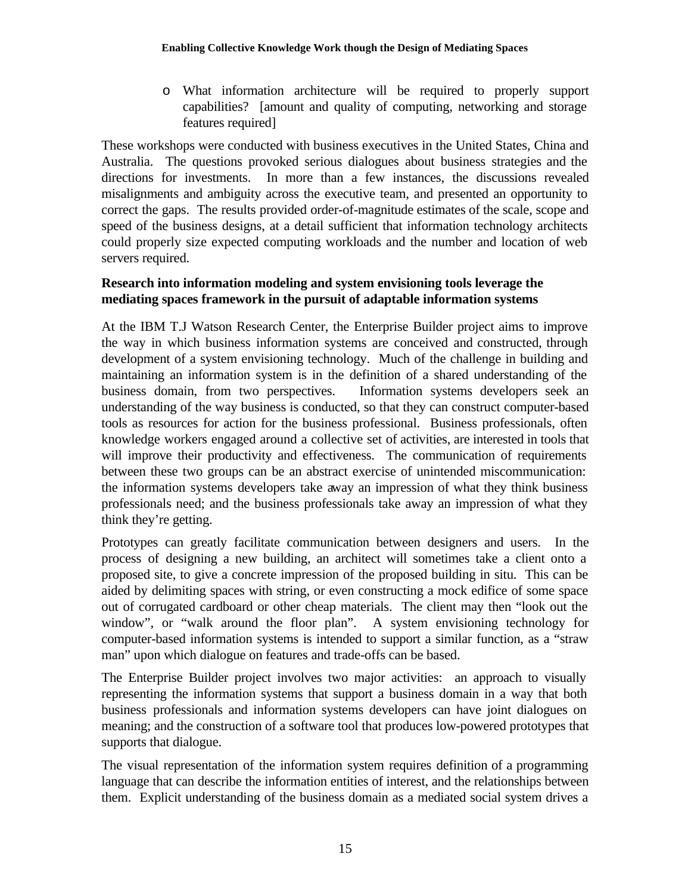- What information architecture will be required to properly support capabilities? [amount and quality of computing, networking and storage features required]

These workshops were conducted with business executives in the United States, China and Australia. The questions provoked serious dialogues about business strategies and the directions for investments. In more than a few instances, the discussions revealed misalignments and ambiguity across the executive team, and presented an opportunity to correct the gaps. The results provided order-of-magnitude estimates of the scale, scope and speed of the business designs, at a detail sufficient that information technology architects could properly size expected computing workloads and the number and location of web servers required.

**Research into information modeling and system envisioning tools leverage the mediating spaces framework in the pursuit of adaptable information systems**

At the IBM T.J Watson Research Center, the Enterprise Builder project aims to improve the way in which business information systems are conceived and constructed, through development of a system envisioning technology. Much of the challenge in building and maintaining an information system is in the definition of a shared understanding of the business domain, from two perspectives. Information systems developers seek an understanding of the way business is conducted, so that they can construct computer-based tools as resources for action for the business professional. Business professionals, often knowledge workers engaged around a collective set of activities, are interested in tools that will improve their productivity and effectiveness. The communication of requirements between these two groups can be an abstract exercise of unintended miscommunication: the information systems developers take away an impression of what they think business professionals need; and the business professionals take away an impression of what they think they're getting.

Prototypes can greatly facilitate communication between designers and users. In the process of designing a new building, an architect will sometimes take a client onto a proposed site, to give a concrete impression of the proposed building in situ. This can be aided by delimiting spaces with string, or even constructing a mock edifice of some space out of corrugated cardboard or other cheap materials. The client may then "look out the window", or "walk around the floor plan". A system envisioning technology for computer-based information systems is intended to support a similar function, as a "straw man" upon which dialogue on features and trade-offs can be based.

The Enterprise Builder project involves two major activities: an approach to visually representing the information systems that support a business domain in a way that both business professionals and information systems developers can have joint dialogues on meaning; and the construction of a software tool that produces low-powered prototypes that supports that dialogue.

The visual representation of the information system requires definition of a programming language that can describe the information entities of interest, and the relationships between them. Explicit understanding of the business domain as a mediated social system drives a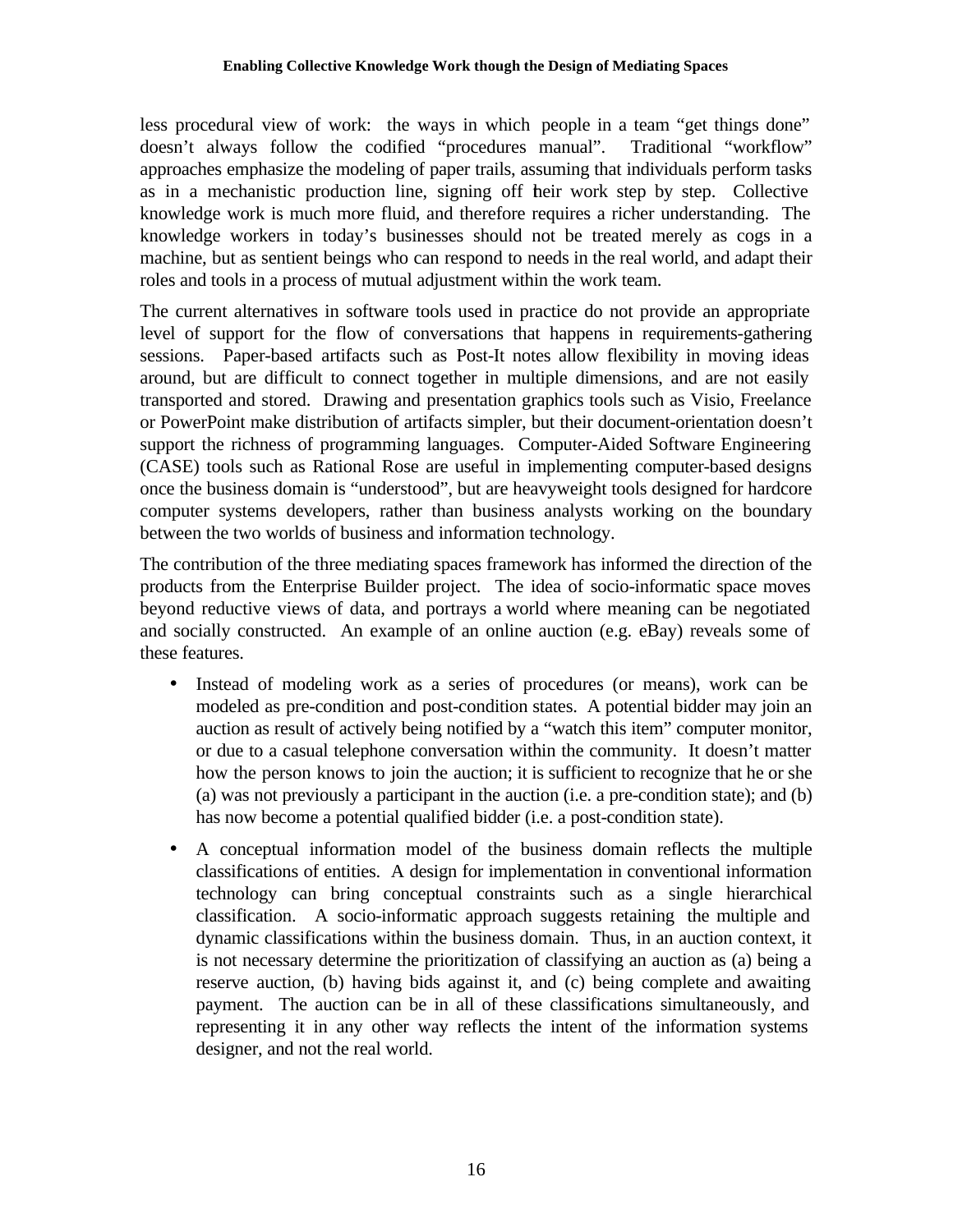less procedural view of work: the ways in which people in a team "get things done" doesn't always follow the codified "procedures manual". Traditional "workflow" approaches emphasize the modeling of paper trails, assuming that individuals perform tasks as in a mechanistic production line, signing off their work step by step. Collective knowledge work is much more fluid, and therefore requires a richer understanding. The knowledge workers in today's businesses should not be treated merely as cogs in a machine, but as sentient beings who can respond to needs in the real world, and adapt their roles and tools in a process of mutual adjustment within the work team.

The current alternatives in software tools used in practice do not provide an appropriate level of support for the flow of conversations that happens in requirements-gathering sessions. Paper-based artifacts such as Post-It notes allow flexibility in moving ideas around, but are difficult to connect together in multiple dimensions, and are not easily transported and stored. Drawing and presentation graphics tools such as Visio, Freelance or PowerPoint make distribution of artifacts simpler, but their document-orientation doesn't support the richness of programming languages. Computer-Aided Software Engineering (CASE) tools such as Rational Rose are useful in implementing computer-based designs once the business domain is "understood", but are heavyweight tools designed for hardcore computer systems developers, rather than business analysts working on the boundary between the two worlds of business and information technology.

The contribution of the three mediating spaces framework has informed the direction of the products from the Enterprise Builder project. The idea of socio-informatic space moves beyond reductive views of data, and portrays a world where meaning can be negotiated and socially constructed. An example of an online auction (e.g. eBay) reveals some of these features.

- Instead of modeling work as a series of procedures (or means), work can be modeled as pre-condition and post-condition states. A potential bidder may join an auction as result of actively being notified by a "watch this item" computer monitor, or due to a casual telephone conversation within the community. It doesn't matter how the person knows to join the auction; it is sufficient to recognize that he or she (a) was not previously a participant in the auction (i.e. a pre-condition state); and (b) has now become a potential qualified bidder (i.e. a post-condition state).
- A conceptual information model of the business domain reflects the multiple classifications of entities. A design for implementation in conventional information technology can bring conceptual constraints such as a single hierarchical classification. A socio-informatic approach suggests retaining the multiple and dynamic classifications within the business domain. Thus, in an auction context, it is not necessary determine the prioritization of classifying an auction as (a) being a reserve auction, (b) having bids against it, and (c) being complete and awaiting payment. The auction can be in all of these classifications simultaneously, and representing it in any other way reflects the intent of the information systems designer, and not the real world.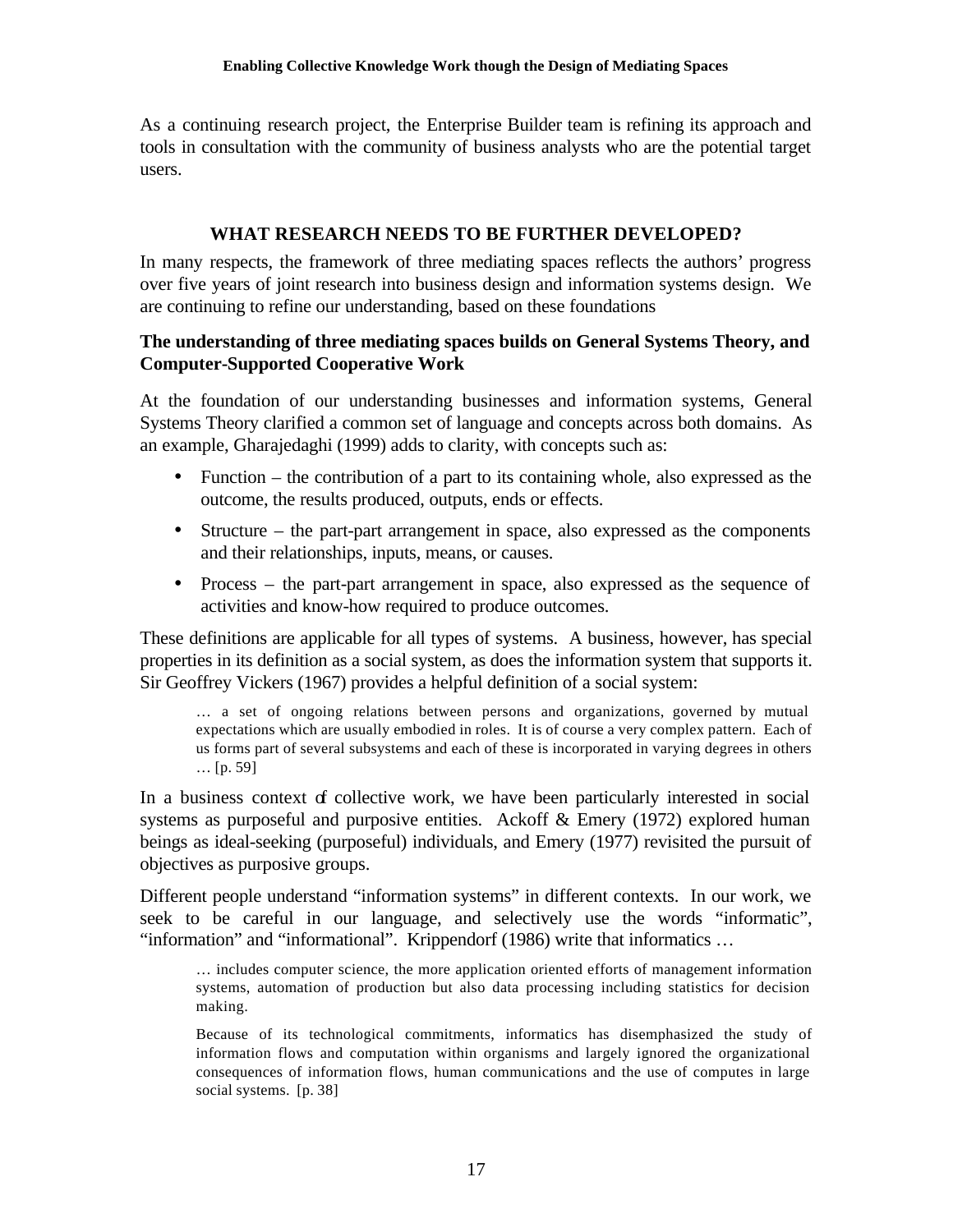As a continuing research project, the Enterprise Builder team is refining its approach and tools in consultation with the community of business analysts who are the potential target users.

## WHAT RESEARCH NEEDS TO BE FURTHER DEVELOPED?

In many respects, the framework of three mediating spaces reflects the authors' progress over five years of joint research into business design and information systems design. We are continuing to refine our understanding, based on these foundations

### The understanding of three mediating spaces builds on General Systems Theory, and Computer-Supported Cooperative Work

At the foundation of our understanding businesses and information systems, General Systems Theory clarified a common set of language and concepts across both domains. As an example, Gharajedaghi (1999) adds to clarity, with concepts such as:

- Function – the contribution of a part to its containing whole, also expressed as the outcome, the results produced, outputs, ends or effects.
- Structure – the part-part arrangement in space, also expressed as the components and their relationships, inputs, means, or causes.
- Process – the part-part arrangement in space, also expressed as the sequence of activities and know-how required to produce outcomes.

These definitions are applicable for all types of systems. A business, however, has special properties in its definition as a social system, as does the information system that supports it. Sir Geoffrey Vickers (1967) provides a helpful definition of a social system:

> … a set of ongoing relations between persons and organizations, governed by mutual expectations which are usually embodied in roles. It is of course a very complex pattern. Each of us forms part of several subsystems and each of these is incorporated in varying degrees in others … [p. 59]

In a business context of collective work, we have been particularly interested in social systems as purposeful and purposive entities. Ackoff & Emery (1972) explored human beings as ideal-seeking (purposeful) individuals, and Emery (1977) revisited the pursuit of objectives as purposive groups.

Different people understand "information systems" in different contexts. In our work, we seek to be careful in our language, and selectively use the words "informatic", "information" and "informational". Krippendorf (1986) write that informatics …

> … includes computer science, the more application oriented efforts of management information systems, automation of production but also data processing including statistics for decision making.
>
> Because of its technological commitments, informatics has disemphasized the study of information flows and computation within organisms and largely ignored the organizational consequences of information flows, human communications and the use of computes in large social systems. [p. 38]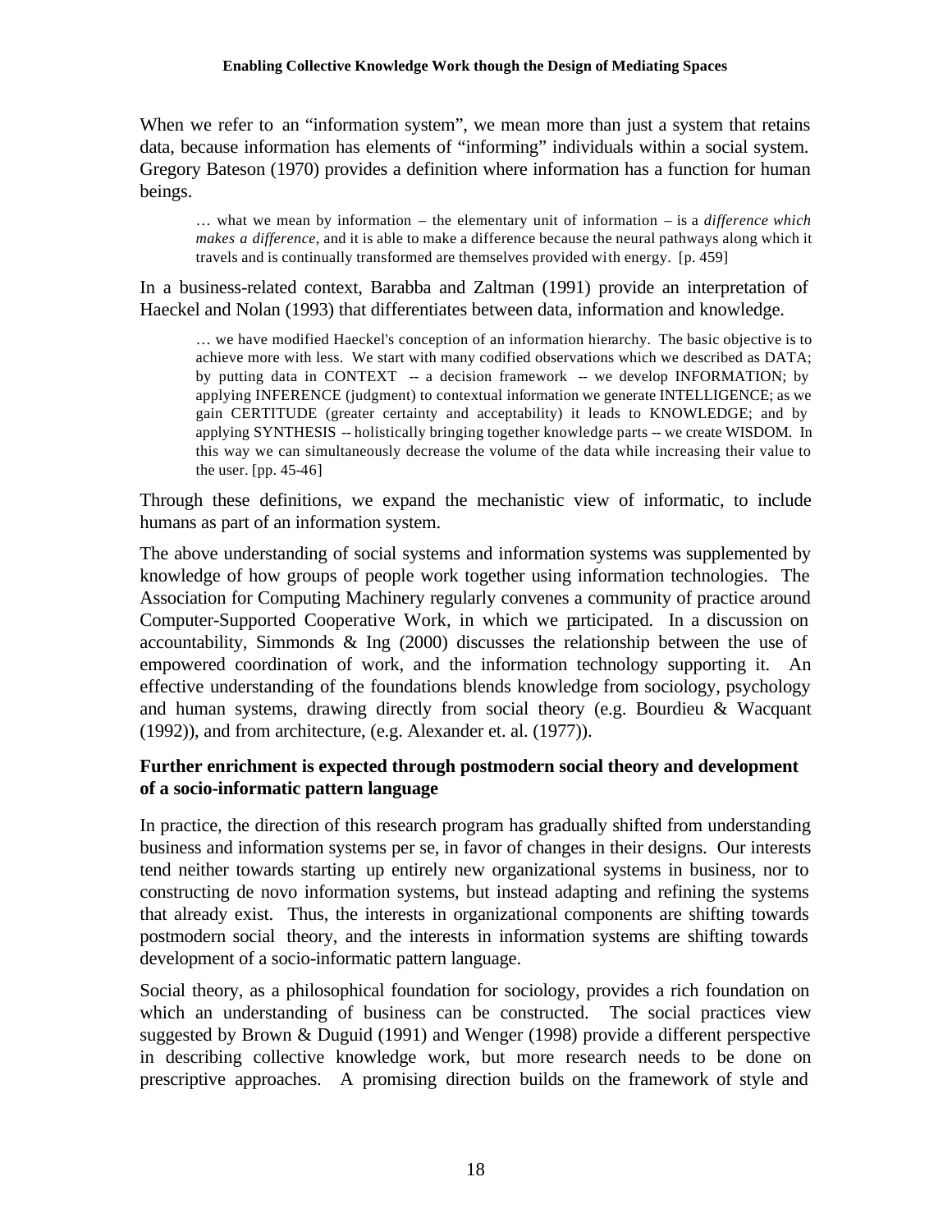When we refer to an "information system", we mean more than just a system that retains data, because information has elements of "informing" individuals within a social system. Gregory Bateson (1970) provides a definition where information has a function for human beings.

> … what we mean by information – the elementary unit of information – is a *difference which makes a difference*, and it is able to make a difference because the neural pathways along which it travels and is continually transformed are themselves provided with energy. [p. 459]

In a business-related context, Barabba and Zaltman (1991) provide an interpretation of Haeckel and Nolan (1993) that differentiates between data, information and knowledge.

> … we have modified Haeckel's conception of an information hierarchy. The basic objective is to achieve more with less. We start with many codified observations which we described as DATA; by putting data in CONTEXT -- a decision framework -- we develop INFORMATION; by applying INFERENCE (judgment) to contextual information we generate INTELLIGENCE; as we gain CERTITUDE (greater certainty and acceptability) it leads to KNOWLEDGE; and by applying SYNTHESIS -- holistically bringing together knowledge parts -- we create WISDOM. In this way we can simultaneously decrease the volume of the data while increasing their value to the user. [pp. 45-46]

Through these definitions, we expand the mechanistic view of informatic, to include humans as part of an information system.

The above understanding of social systems and information systems was supplemented by knowledge of how groups of people work together using information technologies. The Association for Computing Machinery regularly convenes a community of practice around Computer-Supported Cooperative Work, in which we participated. In a discussion on accountability, Simmonds & Ing (2000) discusses the relationship between the use of empowered coordination of work, and the information technology supporting it. An effective understanding of the foundations blends knowledge from sociology, psychology and human systems, drawing directly from social theory (e.g. Bourdieu & Wacquant (1992)), and from architecture, (e.g. Alexander et. al. (1977)).

**Further enrichment is expected through postmodern social theory and development of a socio-informatic pattern language**

In practice, the direction of this research program has gradually shifted from understanding business and information systems per se, in favor of changes in their designs. Our interests tend neither towards starting up entirely new organizational systems in business, nor to constructing de novo information systems, but instead adapting and refining the systems that already exist. Thus, the interests in organizational components are shifting towards postmodern social theory, and the interests in information systems are shifting towards development of a socio-informatic pattern language.

Social theory, as a philosophical foundation for sociology, provides a rich foundation on which an understanding of business can be constructed. The social practices view suggested by Brown & Duguid (1991) and Wenger (1998) provide a different perspective in describing collective knowledge work, but more research needs to be done on prescriptive approaches. A promising direction builds on the framework of style and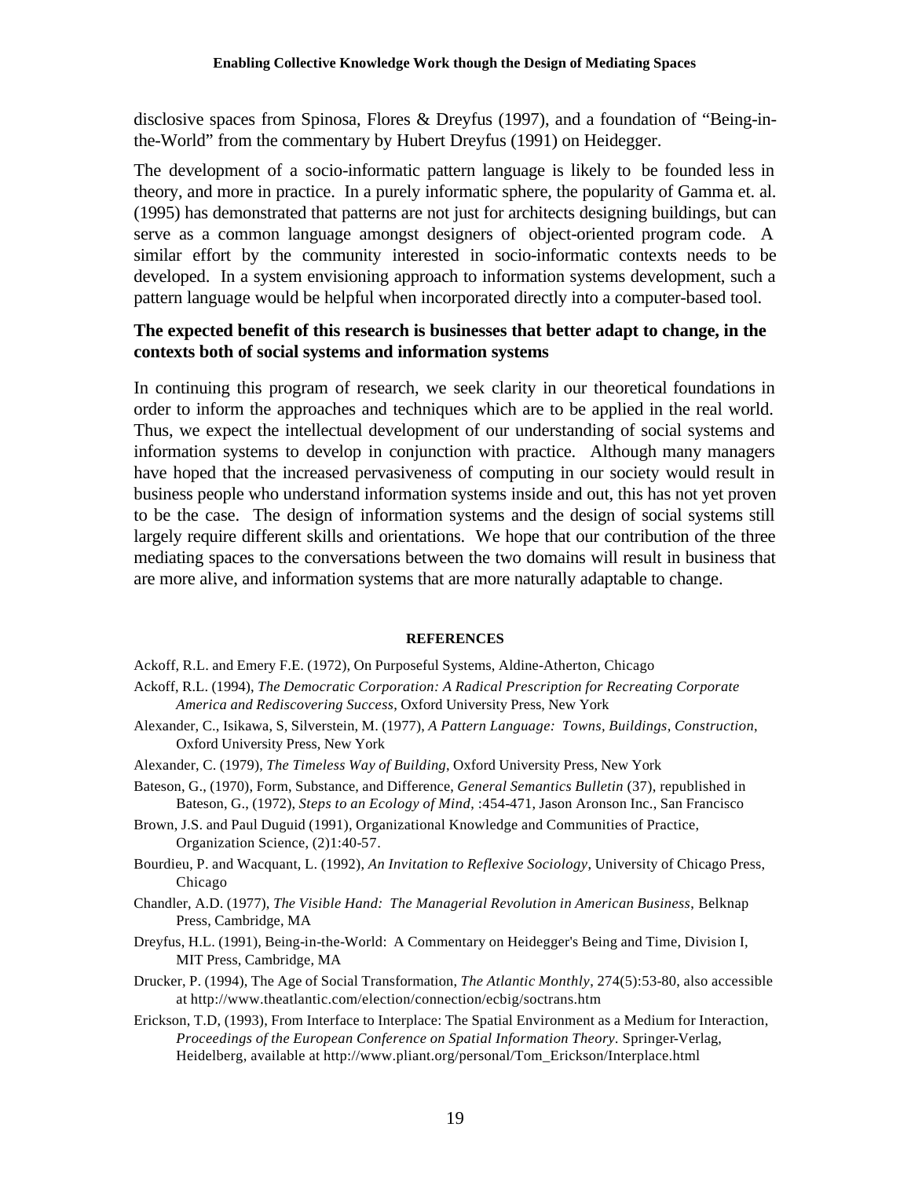disclosive spaces from Spinosa, Flores & Dreyfus (1997), and a foundation of "Being-in-the-World" from the commentary by Hubert Dreyfus (1991) on Heidegger.

The development of a socio-informatic pattern language is likely to be founded less in theory, and more in practice. In a purely informatic sphere, the popularity of Gamma et. al. (1995) has demonstrated that patterns are not just for architects designing buildings, but can serve as a common language amongst designers of object-oriented program code. A similar effort by the community interested in socio-informatic contexts needs to be developed. In a system envisioning approach to information systems development, such a pattern language would be helpful when incorporated directly into a computer-based tool.

### The expected benefit of this research is businesses that better adapt to change, in the contexts both of social systems and information systems

In continuing this program of research, we seek clarity in our theoretical foundations in order to inform the approaches and techniques which are to be applied in the real world. Thus, we expect the intellectual development of our understanding of social systems and information systems to develop in conjunction with practice. Although many managers have hoped that the increased pervasiveness of computing in our society would result in business people who understand information systems inside and out, this has not yet proven to be the case. The design of information systems and the design of social systems still largely require different skills and orientations. We hope that our contribution of the three mediating spaces to the conversations between the two domains will result in business that are more alive, and information systems that are more naturally adaptable to change.

## REFERENCES

Ackoff, R.L. and Emery F.E. (1972), On Purposeful Systems, Aldine-Atherton, Chicago

Ackoff, R.L. (1994), *The Democratic Corporation: A Radical Prescription for Recreating Corporate America and Rediscovering Success*, Oxford University Press, New York

Alexander, C., Isikawa, S, Silverstein, M. (1977), *A Pattern Language: Towns, Buildings, Construction*, Oxford University Press, New York

Alexander, C. (1979), *The Timeless Way of Building*, Oxford University Press, New York

Bateson, G., (1970), Form, Substance, and Difference, *General Semantics Bulletin* (37), republished in Bateson, G., (1972), *Steps to an Ecology of Mind*, :454-471, Jason Aronson Inc., San Francisco

Brown, J.S. and Paul Duguid (1991), Organizational Knowledge and Communities of Practice, Organization Science, (2)1:40-57.

Bourdieu, P. and Wacquant, L. (1992), *An Invitation to Reflexive Sociology*, University of Chicago Press, Chicago

Chandler, A.D. (1977), *The Visible Hand: The Managerial Revolution in American Business*, Belknap Press, Cambridge, MA

Dreyfus, H.L. (1991), Being-in-the-World: A Commentary on Heidegger's Being and Time, Division I, MIT Press, Cambridge, MA

Drucker, P. (1994), The Age of Social Transformation, *The Atlantic Monthly*, 274(5):53-80, also accessible at http://www.theatlantic.com/election/connection/ecbig/soctrans.htm

Erickson, T.D, (1993), From Interface to Interplace: The Spatial Environment as a Medium for Interaction, *Proceedings of the European Conference on Spatial Information Theory.* Springer-Verlag, Heidelberg, available at http://www.pliant.org/personal/Tom_Erickson/Interplace.html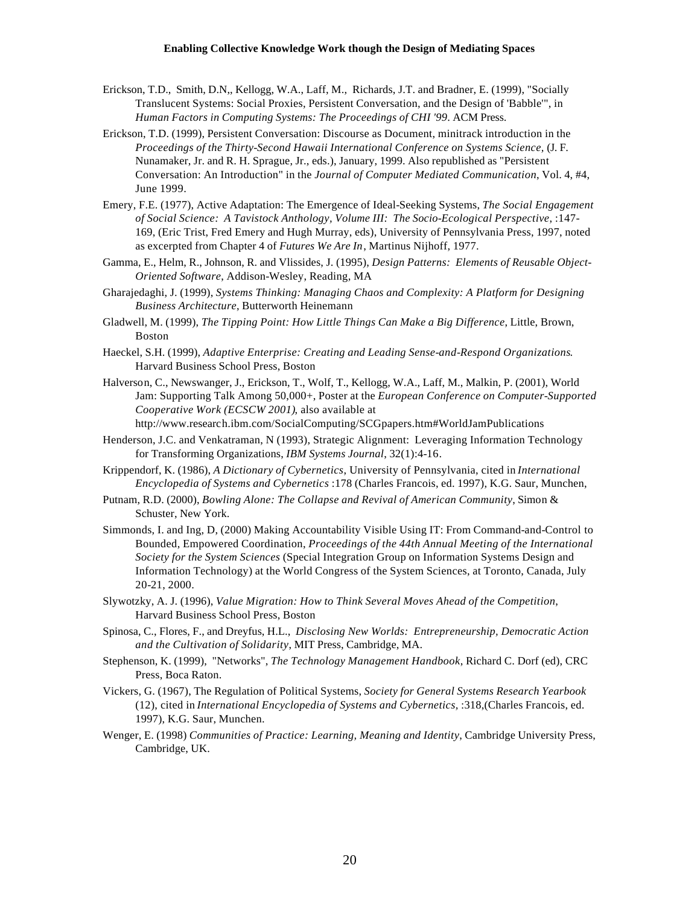Erickson, T.D., Smith, D.N,, Kellogg, W.A., Laff, M., Richards, J.T. and Bradner, E. (1999), "Socially Translucent Systems: Social Proxies, Persistent Conversation, and the Design of 'Babble'", in *Human Factors in Computing Systems: The Proceedings of CHI '99*. ACM Press.

Erickson, T.D. (1999), Persistent Conversation: Discourse as Document, minitrack introduction in the *Proceedings of the Thirty-Second Hawaii International Conference on Systems Science*, (J. F. Nunamaker, Jr. and R. H. Sprague, Jr., eds.), January, 1999. Also republished as "Persistent Conversation: An Introduction" in the *Journal of Computer Mediated Communication*, Vol. 4, #4, June 1999.

Emery, F.E. (1977), Active Adaptation: The Emergence of Ideal-Seeking Systems, *The Social Engagement of Social Science: A Tavistock Anthology, Volume III: The Socio-Ecological Perspective*, :147-169, (Eric Trist, Fred Emery and Hugh Murray, eds), University of Pennsylvania Press, 1997, noted as excerpted from Chapter 4 of *Futures We Are In*, Martinus Nijhoff, 1977.

Gamma, E., Helm, R., Johnson, R. and Vlissides, J. (1995), *Design Patterns: Elements of Reusable Object-Oriented Software*, Addison-Wesley, Reading, MA

Gharajedaghi, J. (1999), *Systems Thinking: Managing Chaos and Complexity: A Platform for Designing Business Architecture*, Butterworth Heinemann

Gladwell, M. (1999), *The Tipping Point: How Little Things Can Make a Big Difference*, Little, Brown, Boston

Haeckel, S.H. (1999), *Adaptive Enterprise: Creating and Leading Sense-and-Respond Organizations*. Harvard Business School Press, Boston

Halverson, C., Newswanger, J., Erickson, T., Wolf, T., Kellogg, W.A., Laff, M., Malkin, P. (2001), World Jam: Supporting Talk Among 50,000+, Poster at the *European Conference on Computer-Supported Cooperative Work (ECSCW 2001)*, also available at http://www.research.ibm.com/SocialComputing/SCGpapers.htm#WorldJamPublications

Henderson, J.C. and Venkatraman, N (1993), Strategic Alignment: Leveraging Information Technology for Transforming Organizations, *IBM Systems Journal*, 32(1):4-16.

Krippendorf, K. (1986), *A Dictionary of Cybernetics*, University of Pennsylvania, cited in *International Encyclopedia of Systems and Cybernetics* :178 (Charles Francois, ed. 1997), K.G. Saur, Munchen,

Putnam, R.D. (2000), *Bowling Alone: The Collapse and Revival of American Community*, Simon & Schuster, New York.

Simmonds, I. and Ing, D, (2000) Making Accountability Visible Using IT: From Command-and-Control to Bounded, Empowered Coordination, *Proceedings of the 44th Annual Meeting of the International Society for the System Sciences* (Special Integration Group on Information Systems Design and Information Technology) at the World Congress of the System Sciences, at Toronto, Canada, July 20-21, 2000.

Slywotzky, A. J. (1996), *Value Migration: How to Think Several Moves Ahead of the Competition*, Harvard Business School Press, Boston

Spinosa, C., Flores, F., and Dreyfus, H.L., *Disclosing New Worlds: Entrepreneurship, Democratic Action and the Cultivation of Solidarity*, MIT Press, Cambridge, MA.

Stephenson, K. (1999), "Networks", *The Technology Management Handbook*, Richard C. Dorf (ed), CRC Press, Boca Raton.

Vickers, G. (1967), The Regulation of Political Systems, *Society for General Systems Research Yearbook* (12), cited in *International Encyclopedia of Systems and Cybernetics*, :318,(Charles Francois, ed. 1997), K.G. Saur, Munchen.

Wenger, E. (1998) *Communities of Practice: Learning, Meaning and Identity*, Cambridge University Press, Cambridge, UK.